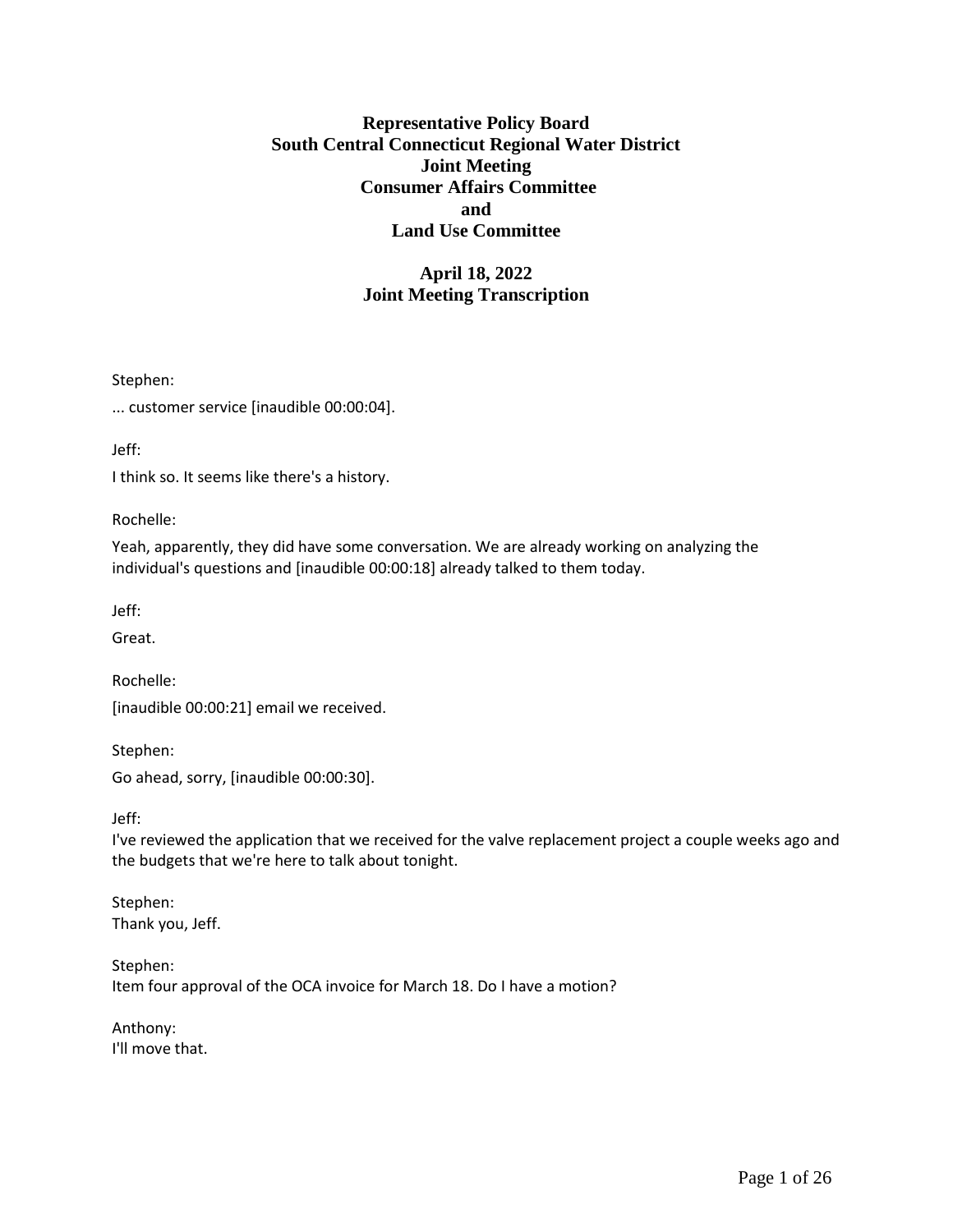# Representative Policy Board
# South Central Connecticut Regional Water District
# Joint Meeting
# Consumer Affairs Committee
# and
# Land Use Committee

## April 18, 2022
## Joint Meeting Transcription

Stephen:

... customer service [inaudible 00:00:04].

Jeff:

I think so. It seems like there's a history.

Rochelle:

Yeah, apparently, they did have some conversation. We are already working on analyzing the individual's questions and [inaudible 00:00:18] already talked to them today.

Jeff:

Great.

Rochelle:

[inaudible 00:00:21] email we received.

Stephen:

Go ahead, sorry, [inaudible 00:00:30].

Jeff:

I've reviewed the application that we received for the valve replacement project a couple weeks ago and the budgets that we're here to talk about tonight.

Stephen:

Thank you, Jeff.

Stephen:

Item four approval of the OCA invoice for March 18. Do I have a motion?

Anthony:

I'll move that.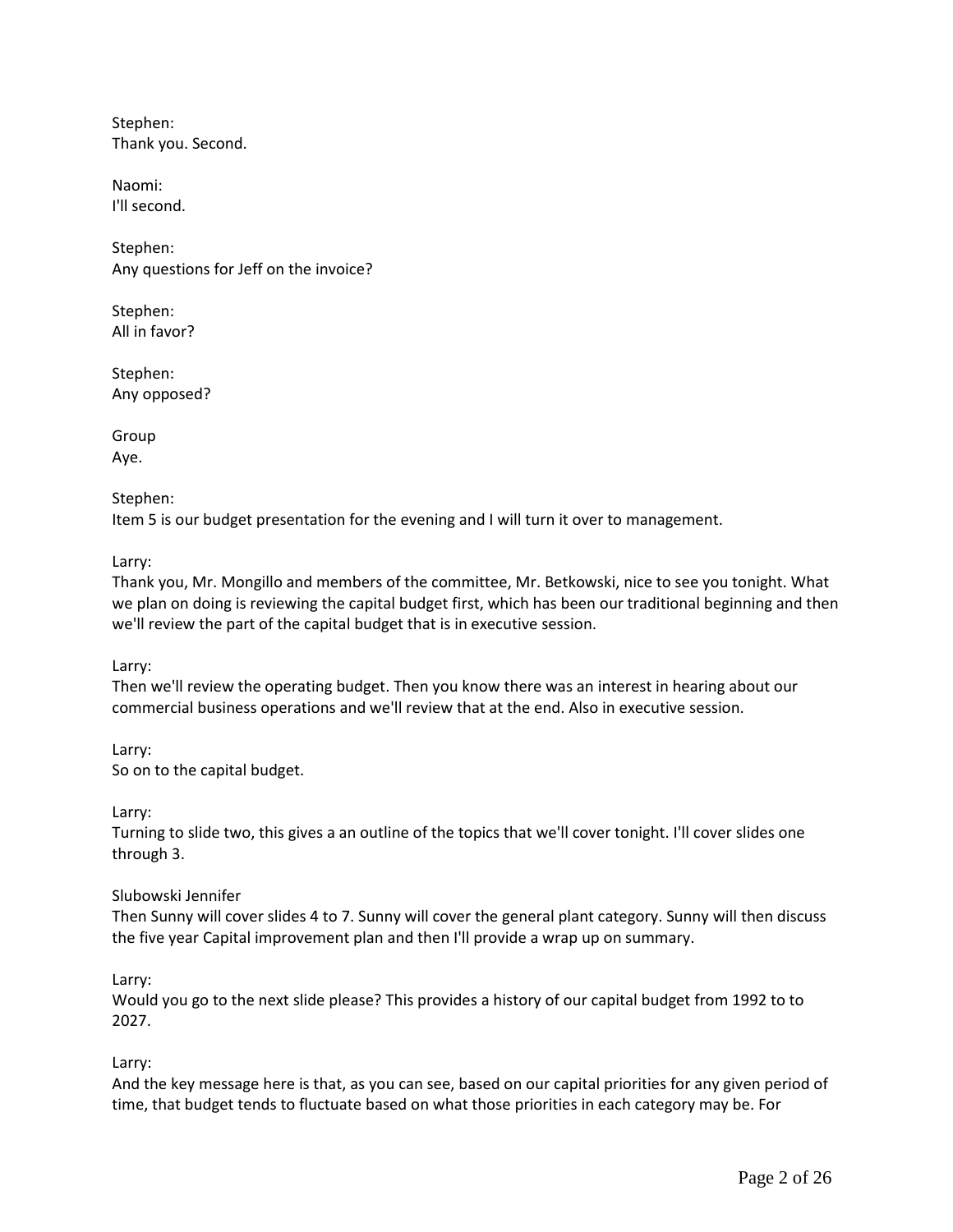Stephen:
Thank you. Second.

Naomi:
I'll second.

Stephen:
Any questions for Jeff on the invoice?

Stephen:
All in favor?

Stephen:
Any opposed?

Group
Aye.

Stephen:
Item 5 is our budget presentation for the evening and I will turn it over to management.

Larry:
Thank you, Mr. Mongillo and members of the committee, Mr. Betkowski, nice to see you tonight. What we plan on doing is reviewing the capital budget first, which has been our traditional beginning and then we'll review the part of the capital budget that is in executive session.

Larry:
Then we'll review the operating budget. Then you know there was an interest in hearing about our commercial business operations and we'll review that at the end. Also in executive session.

Larry:
So on to the capital budget.

Larry:
Turning to slide two, this gives a an outline of the topics that we'll cover tonight. I'll cover slides one through 3.

Slubowski Jennifer
Then Sunny will cover slides 4 to 7. Sunny will cover the general plant category. Sunny will then discuss the five year Capital improvement plan and then I'll provide a wrap up on summary.

Larry:
Would you go to the next slide please? This provides a history of our capital budget from 1992 to to 2027.

Larry:
And the key message here is that, as you can see, based on our capital priorities for any given period of time, that budget tends to fluctuate based on what those priorities in each category may be. For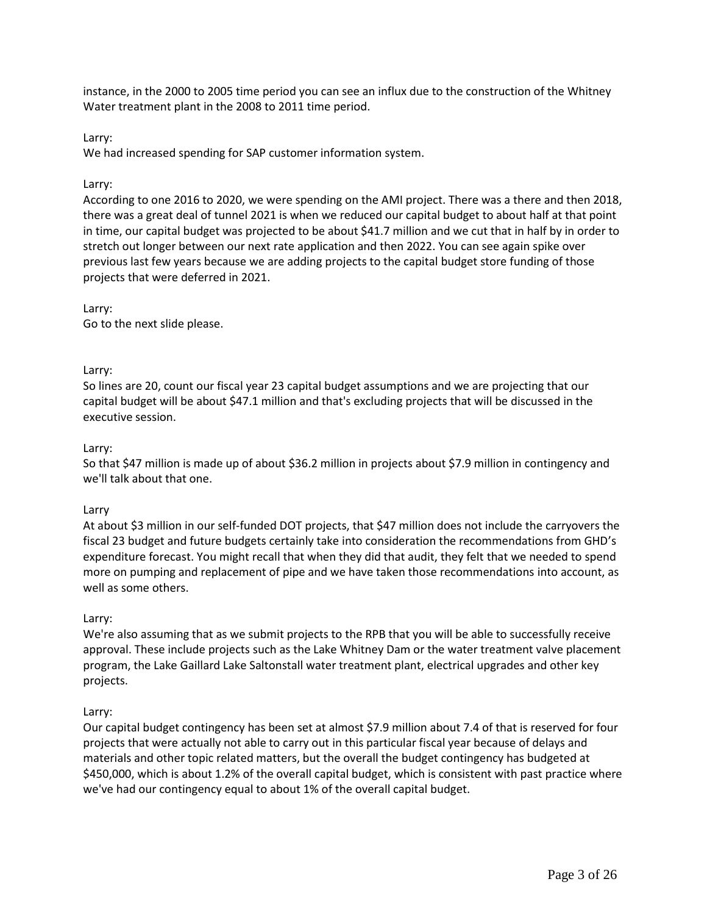instance, in the 2000 to 2005 time period you can see an influx due to the construction of the Whitney Water treatment plant in the 2008 to 2011 time period.

Larry:
We had increased spending for SAP customer information system.

Larry:
According to one 2016 to 2020, we were spending on the AMI project. There was a there and then 2018, there was a great deal of tunnel 2021 is when we reduced our capital budget to about half at that point in time, our capital budget was projected to be about $41.7 million and we cut that in half by in order to stretch out longer between our next rate application and then 2022. You can see again spike over previous last few years because we are adding projects to the capital budget store funding of those projects that were deferred in 2021.

Larry:
Go to the next slide please.

Larry:
So lines are 20, count our fiscal year 23 capital budget assumptions and we are projecting that our capital budget will be about $47.1 million and that's excluding projects that will be discussed in the executive session.

Larry:
So that $47 million is made up of about $36.2 million in projects about $7.9 million in contingency and we'll talk about that one.

Larry
At about $3 million in our self-funded DOT projects, that $47 million does not include the carryovers the fiscal 23 budget and future budgets certainly take into consideration the recommendations from GHD's expenditure forecast. You might recall that when they did that audit, they felt that we needed to spend more on pumping and replacement of pipe and we have taken those recommendations into account, as well as some others.

Larry:
We're also assuming that as we submit projects to the RPB that you will be able to successfully receive approval. These include projects such as the Lake Whitney Dam or the water treatment valve placement program, the Lake Gaillard Lake Saltonstall water treatment plant, electrical upgrades and other key projects.

Larry:
Our capital budget contingency has been set at almost $7.9 million about 7.4 of that is reserved for four projects that were actually not able to carry out in this particular fiscal year because of delays and materials and other topic related matters, but the overall the budget contingency has budgeted at $450,000, which is about 1.2% of the overall capital budget, which is consistent with past practice where we've had our contingency equal to about 1% of the overall capital budget.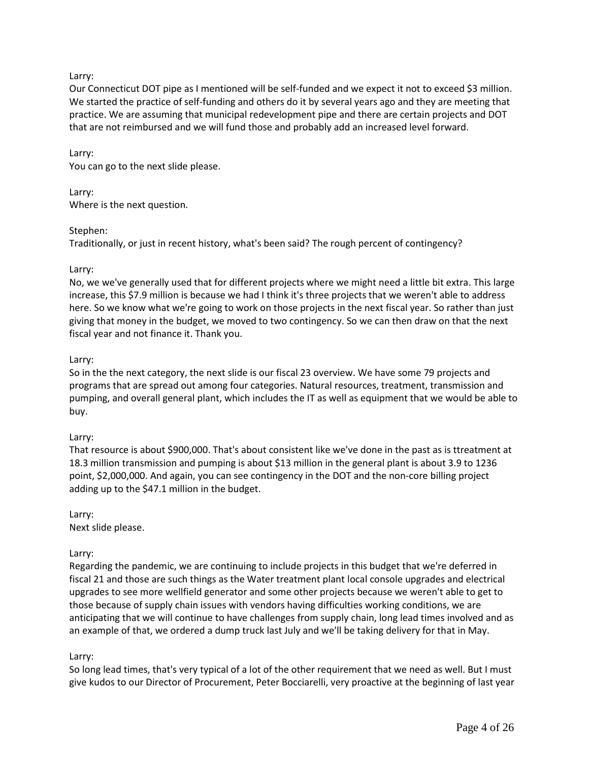Larry:
Our Connecticut DOT pipe as I mentioned will be self-funded and we expect it not to exceed $3 million. We started the practice of self-funding and others do it by several years ago and they are meeting that practice. We are assuming that municipal redevelopment pipe and there are certain projects and DOT that are not reimbursed and we will fund those and probably add an increased level forward.

Larry:
You can go to the next slide please.

Larry:
Where is the next question.

Stephen:
Traditionally, or just in recent history, what's been said? The rough percent of contingency?

Larry:
No, we we've generally used that for different projects where we might need a little bit extra. This large increase, this $7.9 million is because we had I think it's three projects that we weren't able to address here. So we know what we're going to work on those projects in the next fiscal year. So rather than just giving that money in the budget, we moved to two contingency. So we can then draw on that the next fiscal year and not finance it. Thank you.

Larry:
So in the the next category, the next slide is our fiscal 23 overview. We have some 79 projects and programs that are spread out among four categories. Natural resources, treatment, transmission and pumping, and overall general plant, which includes the IT as well as equipment that we would be able to buy.

Larry:
That resource is about $900,000. That's about consistent like we've done in the past as is ttreatment at 18.3 million transmission and pumping is about $13 million in the general plant is about 3.9 to 1236 point, $2,000,000. And again, you can see contingency in the DOT and the non-core billing project adding up to the $47.1 million in the budget.

Larry:
Next slide please.

Larry:
Regarding the pandemic, we are continuing to include projects in this budget that we're deferred in fiscal 21 and those are such things as the Water treatment plant local console upgrades and electrical upgrades to see more wellfield generator and some other projects because we weren't able to get to those because of supply chain issues with vendors having difficulties working conditions, we are anticipating that we will continue to have challenges from supply chain, long lead times involved and as an example of that, we ordered a dump truck last July and we'll be taking delivery for that in May.

Larry:
So long lead times, that's very typical of a lot of the other requirement that we need as well. But I must give kudos to our Director of Procurement, Peter Bocciarelli, very proactive at the beginning of last year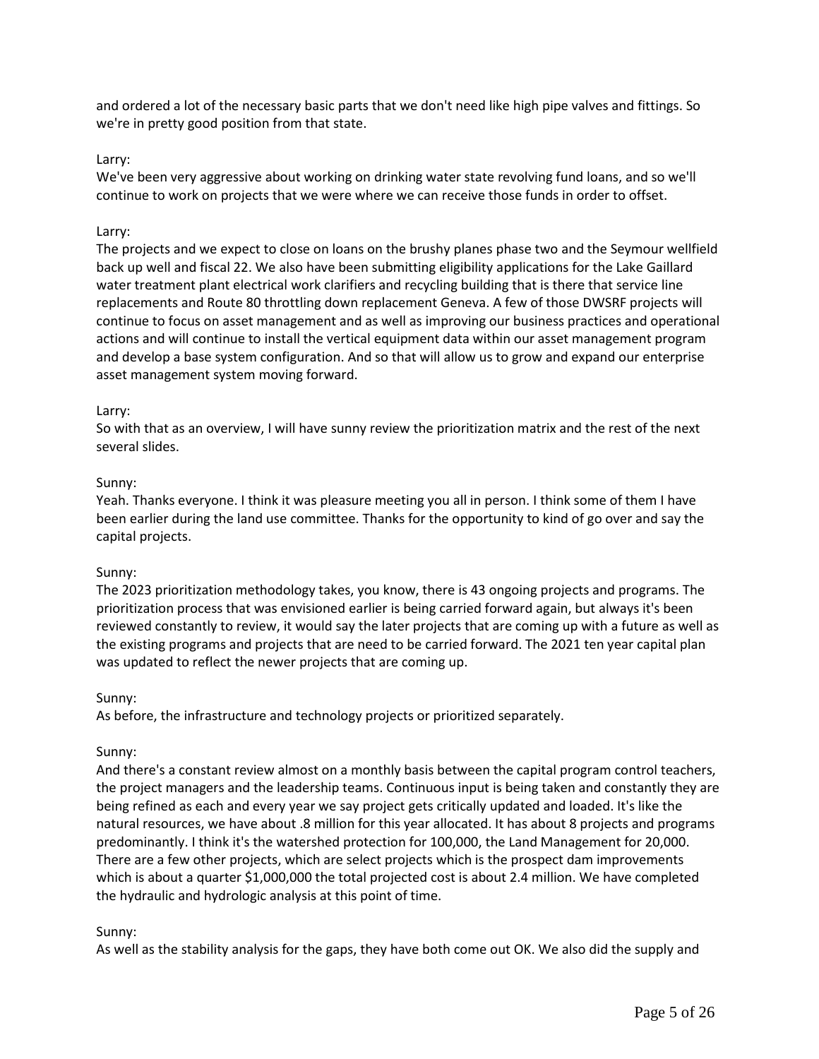and ordered a lot of the necessary basic parts that we don't need like high pipe valves and fittings. So we're in pretty good position from that state.

Larry:
We've been very aggressive about working on drinking water state revolving fund loans, and so we'll continue to work on projects that we were where we can receive those funds in order to offset.

Larry:
The projects and we expect to close on loans on the brushy planes phase two and the Seymour wellfield back up well and fiscal 22. We also have been submitting eligibility applications for the Lake Gaillard water treatment plant electrical work clarifiers and recycling building that is there that service line replacements and Route 80 throttling down replacement Geneva. A few of those DWSRF projects will continue to focus on asset management and as well as improving our business practices and operational actions and will continue to install the vertical equipment data within our asset management program and develop a base system configuration. And so that will allow us to grow and expand our enterprise asset management system moving forward.

Larry:
So with that as an overview, I will have sunny review the prioritization matrix and the rest of the next several slides.

Sunny:
Yeah. Thanks everyone. I think it was pleasure meeting you all in person. I think some of them I have been earlier during the land use committee. Thanks for the opportunity to kind of go over and say the capital projects.

Sunny:
The 2023 prioritization methodology takes, you know, there is 43 ongoing projects and programs. The prioritization process that was envisioned earlier is being carried forward again, but always it's been reviewed constantly to review, it would say the later projects that are coming up with a future as well as the existing programs and projects that are need to be carried forward. The 2021 ten year capital plan was updated to reflect the newer projects that are coming up.

Sunny:
As before, the infrastructure and technology projects or prioritized separately.

Sunny:
And there's a constant review almost on a monthly basis between the capital program control teachers, the project managers and the leadership teams. Continuous input is being taken and constantly they are being refined as each and every year we say project gets critically updated and loaded. It's like the natural resources, we have about .8 million for this year allocated. It has about 8 projects and programs predominantly. I think it's the watershed protection for 100,000, the Land Management for 20,000. There are a few other projects, which are select projects which is the prospect dam improvements which is about a quarter $1,000,000 the total projected cost is about 2.4 million. We have completed the hydraulic and hydrologic analysis at this point of time.

Sunny:
As well as the stability analysis for the gaps, they have both come out OK. We also did the supply and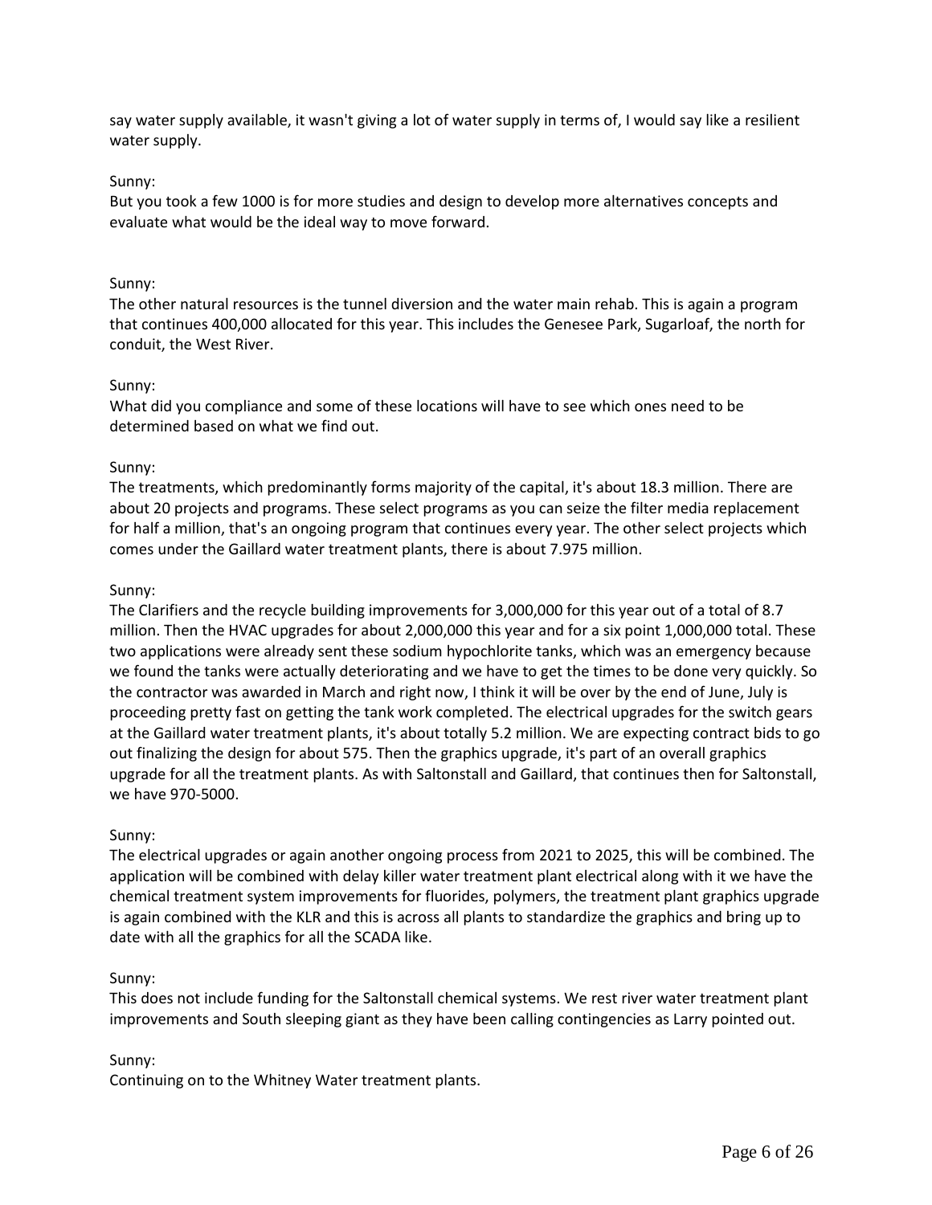say water supply available, it wasn't giving a lot of water supply in terms of, I would say like a resilient water supply.

Sunny:
But you took a few 1000 is for more studies and design to develop more alternatives concepts and evaluate what would be the ideal way to move forward.

Sunny:
The other natural resources is the tunnel diversion and the water main rehab. This is again a program that continues 400,000 allocated for this year. This includes the Genesee Park, Sugarloaf, the north for conduit, the West River.

Sunny:
What did you compliance and some of these locations will have to see which ones need to be determined based on what we find out.

Sunny:
The treatments, which predominantly forms majority of the capital, it's about 18.3 million. There are about 20 projects and programs. These select programs as you can seize the filter media replacement for half a million, that's an ongoing program that continues every year. The other select projects which comes under the Gaillard water treatment plants, there is about 7.975 million.

Sunny:
The Clarifiers and the recycle building improvements for 3,000,000 for this year out of a total of 8.7 million. Then the HVAC upgrades for about 2,000,000 this year and for a six point 1,000,000 total. These two applications were already sent these sodium hypochlorite tanks, which was an emergency because we found the tanks were actually deteriorating and we have to get the times to be done very quickly. So the contractor was awarded in March and right now, I think it will be over by the end of June, July is proceeding pretty fast on getting the tank work completed. The electrical upgrades for the switch gears at the Gaillard water treatment plants, it's about totally 5.2 million. We are expecting contract bids to go out finalizing the design for about 575. Then the graphics upgrade, it's part of an overall graphics upgrade for all the treatment plants. As with Saltonstall and Gaillard, that continues then for Saltonstall, we have 970-5000.

Sunny:
The electrical upgrades or again another ongoing process from 2021 to 2025, this will be combined. The application will be combined with delay killer water treatment plant electrical along with it we have the chemical treatment system improvements for fluorides, polymers, the treatment plant graphics upgrade is again combined with the KLR and this is across all plants to standardize the graphics and bring up to date with all the graphics for all the SCADA like.

Sunny:
This does not include funding for the Saltonstall chemical systems. We rest river water treatment plant improvements and South sleeping giant as they have been calling contingencies as Larry pointed out.

Sunny:
Continuing on to the Whitney Water treatment plants.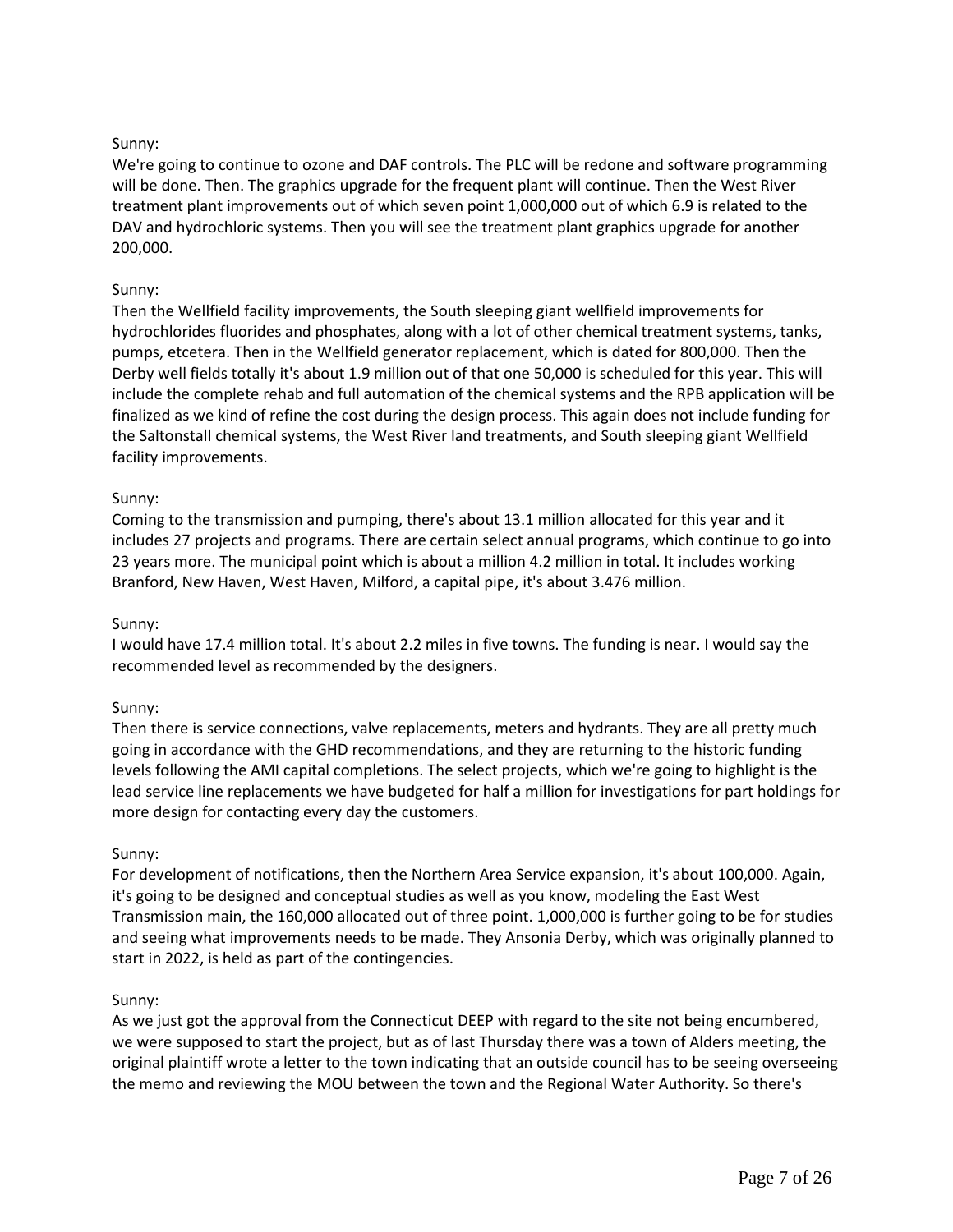Sunny:
We're going to continue to ozone and DAF controls. The PLC will be redone and software programming will be done. Then. The graphics upgrade for the frequent plant will continue. Then the West River treatment plant improvements out of which seven point 1,000,000 out of which 6.9 is related to the DAV and hydrochloric systems. Then you will see the treatment plant graphics upgrade for another 200,000.

Sunny:
Then the Wellfield facility improvements, the South sleeping giant wellfield improvements for hydrochlorides fluorides and phosphates, along with a lot of other chemical treatment systems, tanks, pumps, etcetera. Then in the Wellfield generator replacement, which is dated for 800,000. Then the Derby well fields totally it's about 1.9 million out of that one 50,000 is scheduled for this year. This will include the complete rehab and full automation of the chemical systems and the RPB application will be finalized as we kind of refine the cost during the design process. This again does not include funding for the Saltonstall chemical systems, the West River land treatments, and South sleeping giant Wellfield facility improvements.

Sunny:
Coming to the transmission and pumping, there's about 13.1 million allocated for this year and it includes 27 projects and programs. There are certain select annual programs, which continue to go into 23 years more. The municipal point which is about a million 4.2 million in total. It includes working Branford, New Haven, West Haven, Milford, a capital pipe, it's about 3.476 million.

Sunny:
I would have 17.4 million total. It's about 2.2 miles in five towns. The funding is near. I would say the recommended level as recommended by the designers.

Sunny:
Then there is service connections, valve replacements, meters and hydrants. They are all pretty much going in accordance with the GHD recommendations, and they are returning to the historic funding levels following the AMI capital completions. The select projects, which we're going to highlight is the lead service line replacements we have budgeted for half a million for investigations for part holdings for more design for contacting every day the customers.

Sunny:
For development of notifications, then the Northern Area Service expansion, it's about 100,000. Again, it's going to be designed and conceptual studies as well as you know, modeling the East West Transmission main, the 160,000 allocated out of three point. 1,000,000 is further going to be for studies and seeing what improvements needs to be made. They Ansonia Derby, which was originally planned to start in 2022, is held as part of the contingencies.

Sunny:
As we just got the approval from the Connecticut DEEP with regard to the site not being encumbered, we were supposed to start the project, but as of last Thursday there was a town of Alders meeting, the original plaintiff wrote a letter to the town indicating that an outside council has to be seeing overseeing the memo and reviewing the MOU between the town and the Regional Water Authority. So there's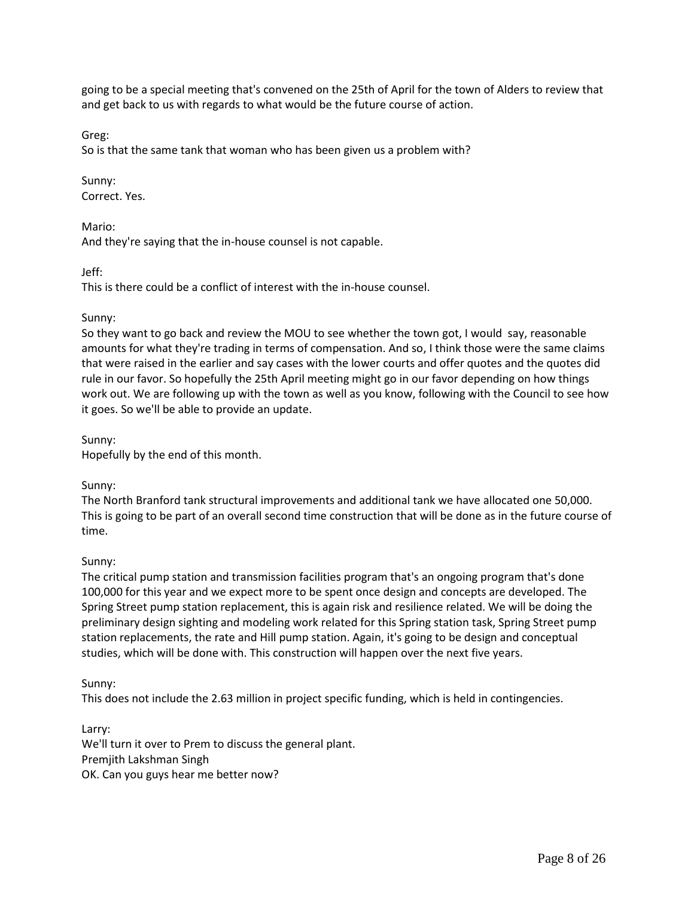going to be a special meeting that's convened on the 25th of April for the town of Alders to review that and get back to us with regards to what would be the future course of action.

Greg:
So is that the same tank that woman who has been given us a problem with?

Sunny:
Correct. Yes.

Mario:
And they're saying that the in-house counsel is not capable.

Jeff:
This is there could be a conflict of interest with the in-house counsel.

Sunny:
So they want to go back and review the MOU to see whether the town got, I would say, reasonable amounts for what they're trading in terms of compensation. And so, I think those were the same claims that were raised in the earlier and say cases with the lower courts and offer quotes and the quotes did rule in our favor. So hopefully the 25th April meeting might go in our favor depending on how things work out. We are following up with the town as well as you know, following with the Council to see how it goes. So we'll be able to provide an update.

Sunny:
Hopefully by the end of this month.

Sunny:
The North Branford tank structural improvements and additional tank we have allocated one 50,000. This is going to be part of an overall second time construction that will be done as in the future course of time.

Sunny:
The critical pump station and transmission facilities program that's an ongoing program that's done 100,000 for this year and we expect more to be spent once design and concepts are developed. The Spring Street pump station replacement, this is again risk and resilience related. We will be doing the preliminary design sighting and modeling work related for this Spring station task, Spring Street pump station replacements, the rate and Hill pump station. Again, it's going to be design and conceptual studies, which will be done with. This construction will happen over the next five years.

Sunny:
This does not include the 2.63 million in project specific funding, which is held in contingencies.

Larry:
We'll turn it over to Prem to discuss the general plant.
Premjith Lakshman Singh
OK. Can you guys hear me better now?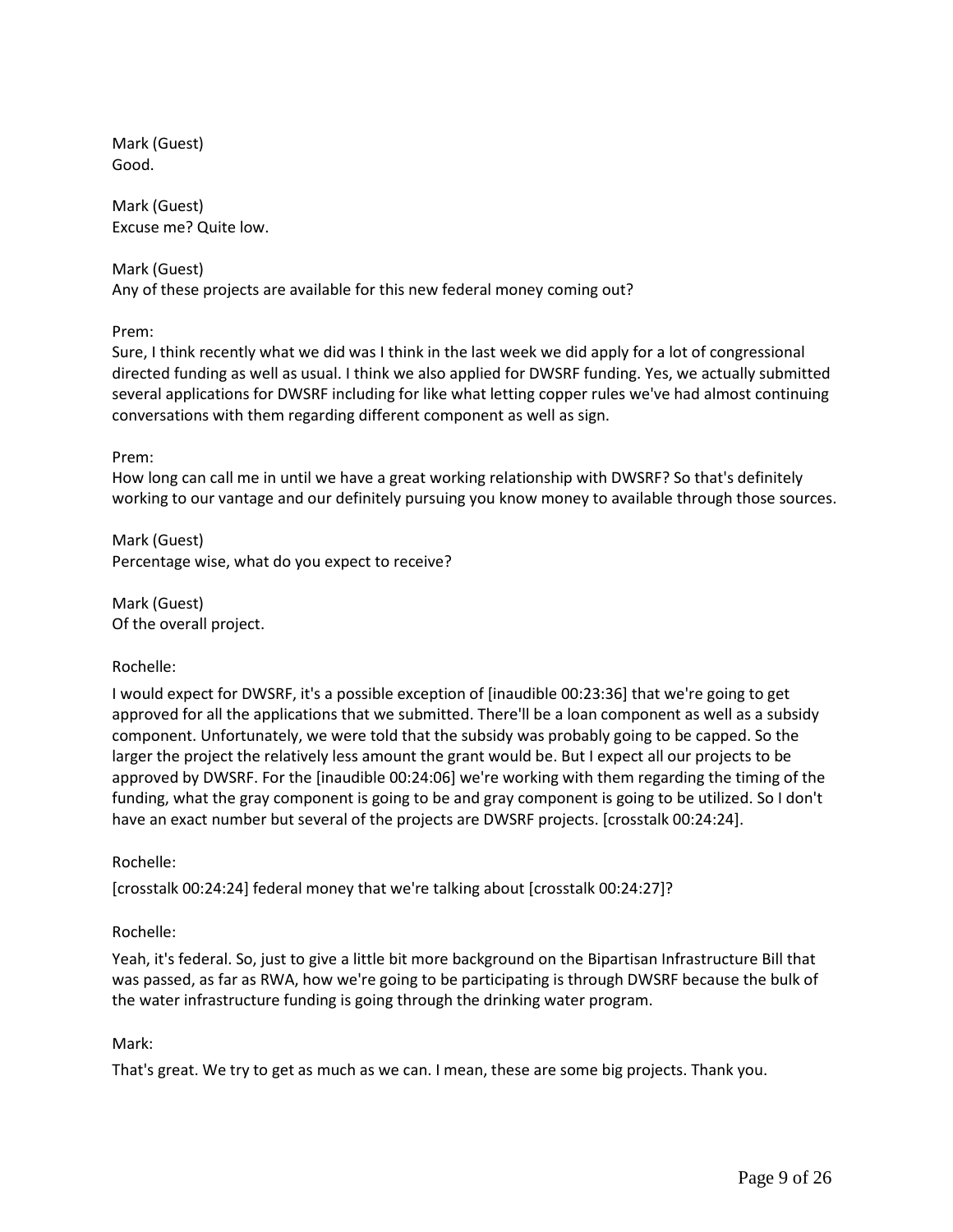Mark (Guest)
Good.

Mark (Guest)
Excuse me? Quite low.

Mark (Guest)
Any of these projects are available for this new federal money coming out?

Prem:
Sure, I think recently what we did was I think in the last week we did apply for a lot of congressional directed funding as well as usual. I think we also applied for DWSRF funding. Yes, we actually submitted several applications for DWSRF including for like what letting copper rules we've had almost continuing conversations with them regarding different component as well as sign.

Prem:
How long can call me in until we have a great working relationship with DWSRF? So that's definitely working to our vantage and our definitely pursuing you know money to available through those sources.

Mark (Guest)
Percentage wise, what do you expect to receive?

Mark (Guest)
Of the overall project.

Rochelle:

I would expect for DWSRF, it's a possible exception of [inaudible 00:23:36] that we're going to get approved for all the applications that we submitted. There'll be a loan component as well as a subsidy component. Unfortunately, we were told that the subsidy was probably going to be capped. So the larger the project the relatively less amount the grant would be. But I expect all our projects to be approved by DWSRF. For the [inaudible 00:24:06] we're working with them regarding the timing of the funding, what the gray component is going to be and gray component is going to be utilized. So I don't have an exact number but several of the projects are DWSRF projects. [crosstalk 00:24:24].

Rochelle:

[crosstalk 00:24:24] federal money that we're talking about [crosstalk 00:24:27]?

Rochelle:

Yeah, it's federal. So, just to give a little bit more background on the Bipartisan Infrastructure Bill that was passed, as far as RWA, how we're going to be participating is through DWSRF because the bulk of the water infrastructure funding is going through the drinking water program.

Mark:

That's great. We try to get as much as we can. I mean, these are some big projects. Thank you.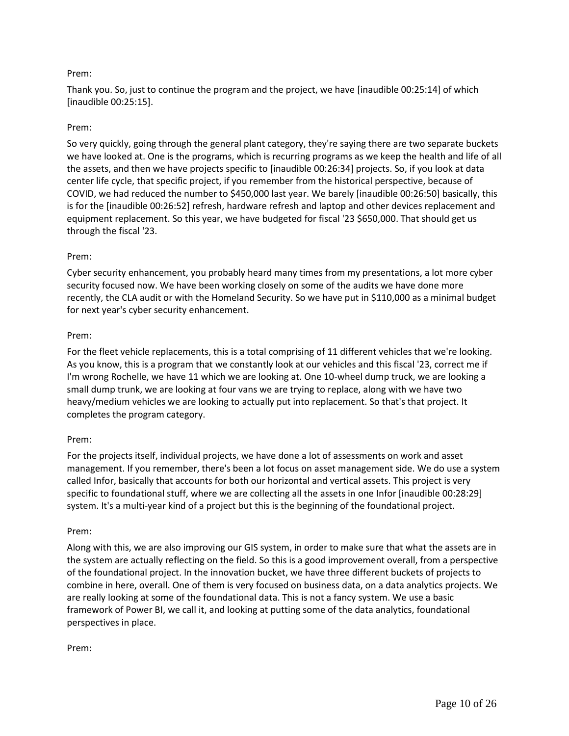Prem:

Thank you. So, just to continue the program and the project, we have [inaudible 00:25:14] of which [inaudible 00:25:15].

Prem:

So very quickly, going through the general plant category, they're saying there are two separate buckets we have looked at. One is the programs, which is recurring programs as we keep the health and life of all the assets, and then we have projects specific to [inaudible 00:26:34] projects. So, if you look at data center life cycle, that specific project, if you remember from the historical perspective, because of COVID, we had reduced the number to $450,000 last year. We barely [inaudible 00:26:50] basically, this is for the [inaudible 00:26:52] refresh, hardware refresh and laptop and other devices replacement and equipment replacement. So this year, we have budgeted for fiscal '23 $650,000. That should get us through the fiscal '23.

Prem:

Cyber security enhancement, you probably heard many times from my presentations, a lot more cyber security focused now. We have been working closely on some of the audits we have done more recently, the CLA audit or with the Homeland Security. So we have put in $110,000 as a minimal budget for next year's cyber security enhancement.

Prem:

For the fleet vehicle replacements, this is a total comprising of 11 different vehicles that we're looking. As you know, this is a program that we constantly look at our vehicles and this fiscal '23, correct me if I'm wrong Rochelle, we have 11 which we are looking at. One 10-wheel dump truck, we are looking a small dump trunk, we are looking at four vans we are trying to replace, along with we have two heavy/medium vehicles we are looking to actually put into replacement. So that's that project. It completes the program category.

Prem:

For the projects itself, individual projects, we have done a lot of assessments on work and asset management. If you remember, there's been a lot focus on asset management side. We do use a system called Infor, basically that accounts for both our horizontal and vertical assets. This project is very specific to foundational stuff, where we are collecting all the assets in one Infor [inaudible 00:28:29] system. It's a multi-year kind of a project but this is the beginning of the foundational project.

Prem:

Along with this, we are also improving our GIS system, in order to make sure that what the assets are in the system are actually reflecting on the field. So this is a good improvement overall, from a perspective of the foundational project. In the innovation bucket, we have three different buckets of projects to combine in here, overall. One of them is very focused on business data, on a data analytics projects. We are really looking at some of the foundational data. This is not a fancy system. We use a basic framework of Power BI, we call it, and looking at putting some of the data analytics, foundational perspectives in place.

Prem: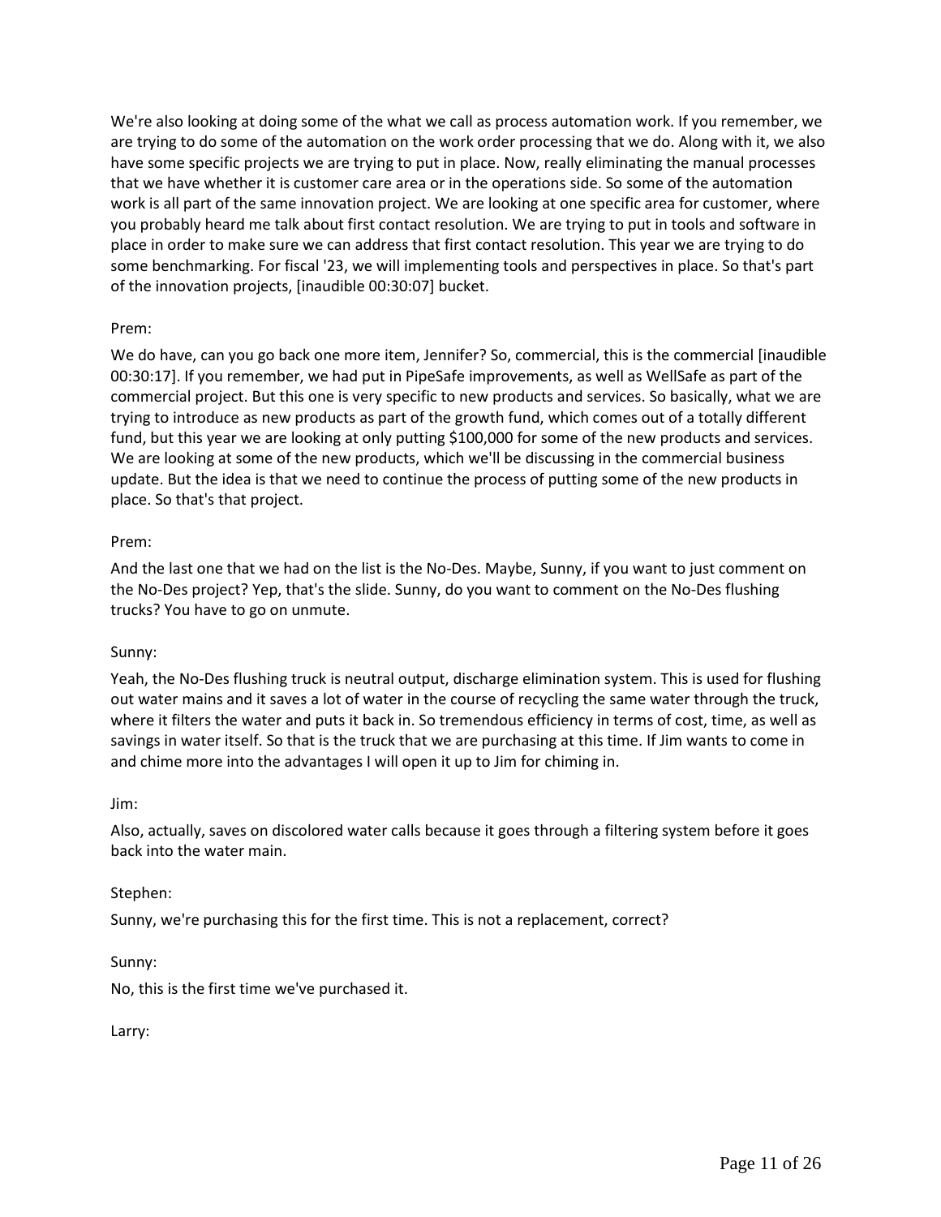We're also looking at doing some of the what we call as process automation work. If you remember, we are trying to do some of the automation on the work order processing that we do. Along with it, we also have some specific projects we are trying to put in place. Now, really eliminating the manual processes that we have whether it is customer care area or in the operations side. So some of the automation work is all part of the same innovation project. We are looking at one specific area for customer, where you probably heard me talk about first contact resolution. We are trying to put in tools and software in place in order to make sure we can address that first contact resolution. This year we are trying to do some benchmarking. For fiscal '23, we will implementing tools and perspectives in place. So that's part of the innovation projects, [inaudible 00:30:07] bucket.

Prem:

We do have, can you go back one more item, Jennifer? So, commercial, this is the commercial [inaudible 00:30:17]. If you remember, we had put in PipeSafe improvements, as well as WellSafe as part of the commercial project. But this one is very specific to new products and services. So basically, what we are trying to introduce as new products as part of the growth fund, which comes out of a totally different fund, but this year we are looking at only putting $100,000 for some of the new products and services. We are looking at some of the new products, which we'll be discussing in the commercial business update. But the idea is that we need to continue the process of putting some of the new products in place. So that's that project.

Prem:

And the last one that we had on the list is the No-Des. Maybe, Sunny, if you want to just comment on the No-Des project? Yep, that's the slide. Sunny, do you want to comment on the No-Des flushing trucks? You have to go on unmute.

Sunny:

Yeah, the No-Des flushing truck is neutral output, discharge elimination system. This is used for flushing out water mains and it saves a lot of water in the course of recycling the same water through the truck, where it filters the water and puts it back in. So tremendous efficiency in terms of cost, time, as well as savings in water itself. So that is the truck that we are purchasing at this time. If Jim wants to come in and chime more into the advantages I will open it up to Jim for chiming in.

Jim:

Also, actually, saves on discolored water calls because it goes through a filtering system before it goes back into the water main.

Stephen:

Sunny, we're purchasing this for the first time. This is not a replacement, correct?

Sunny:

No, this is the first time we've purchased it.

Larry: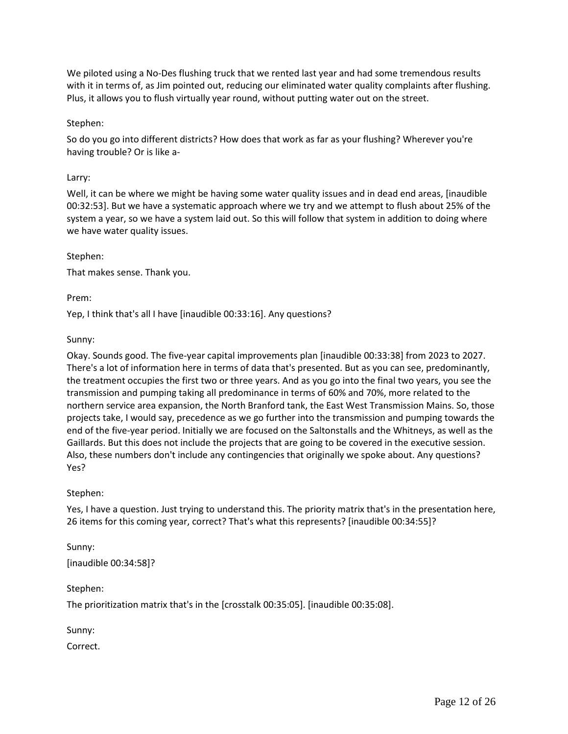We piloted using a No-Des flushing truck that we rented last year and had some tremendous results with it in terms of, as Jim pointed out, reducing our eliminated water quality complaints after flushing. Plus, it allows you to flush virtually year round, without putting water out on the street.

Stephen:

So do you go into different districts? How does that work as far as your flushing? Wherever you're having trouble? Or is like a-

Larry:

Well, it can be where we might be having some water quality issues and in dead end areas, [inaudible 00:32:53]. But we have a systematic approach where we try and we attempt to flush about 25% of the system a year, so we have a system laid out. So this will follow that system in addition to doing where we have water quality issues.

Stephen:

That makes sense. Thank you.

Prem:

Yep, I think that's all I have [inaudible 00:33:16]. Any questions?

Sunny:

Okay. Sounds good. The five-year capital improvements plan [inaudible 00:33:38] from 2023 to 2027. There's a lot of information here in terms of data that's presented. But as you can see, predominantly, the treatment occupies the first two or three years. And as you go into the final two years, you see the transmission and pumping taking all predominance in terms of 60% and 70%, more related to the northern service area expansion, the North Branford tank, the East West Transmission Mains. So, those projects take, I would say, precedence as we go further into the transmission and pumping towards the end of the five-year period. Initially we are focused on the Saltonstalls and the Whitneys, as well as the Gaillards. But this does not include the projects that are going to be covered in the executive session. Also, these numbers don't include any contingencies that originally we spoke about. Any questions? Yes?

Stephen:

Yes, I have a question. Just trying to understand this. The priority matrix that's in the presentation here, 26 items for this coming year, correct? That's what this represents? [inaudible 00:34:55]?

Sunny:

[inaudible 00:34:58]?

Stephen:

The prioritization matrix that's in the [crosstalk 00:35:05]. [inaudible 00:35:08].

Sunny:

Correct.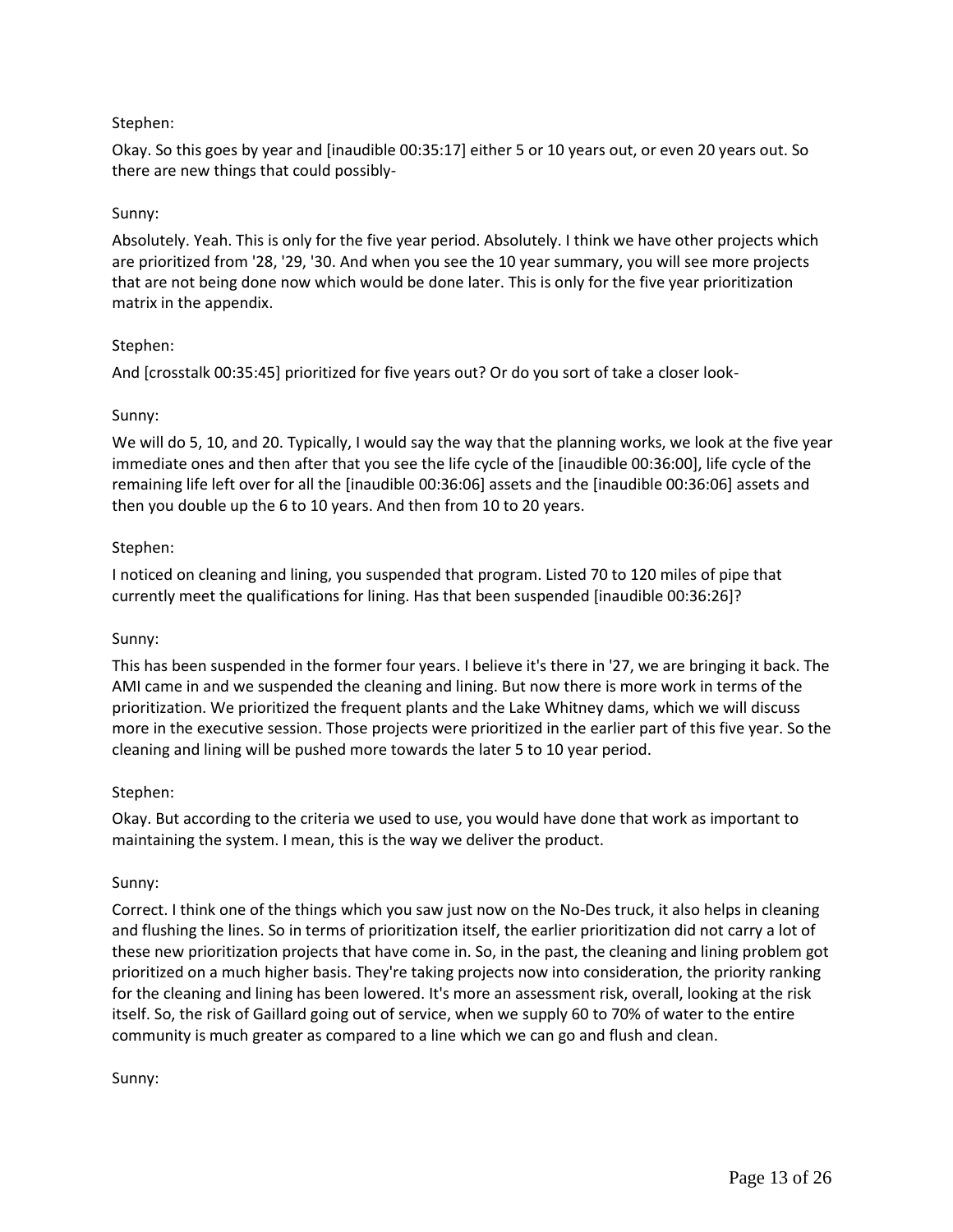Stephen:

Okay. So this goes by year and [inaudible 00:35:17] either 5 or 10 years out, or even 20 years out. So there are new things that could possibly-

Sunny:

Absolutely. Yeah. This is only for the five year period. Absolutely. I think we have other projects which are prioritized from '28, '29, '30. And when you see the 10 year summary, you will see more projects that are not being done now which would be done later. This is only for the five year prioritization matrix in the appendix.

Stephen:

And [crosstalk 00:35:45] prioritized for five years out? Or do you sort of take a closer look-

Sunny:

We will do 5, 10, and 20. Typically, I would say the way that the planning works, we look at the five year immediate ones and then after that you see the life cycle of the [inaudible 00:36:00], life cycle of the remaining life left over for all the [inaudible 00:36:06] assets and the [inaudible 00:36:06] assets and then you double up the 6 to 10 years. And then from 10 to 20 years.

Stephen:

I noticed on cleaning and lining, you suspended that program. Listed 70 to 120 miles of pipe that currently meet the qualifications for lining. Has that been suspended [inaudible 00:36:26]?

Sunny:

This has been suspended in the former four years. I believe it's there in '27, we are bringing it back. The AMI came in and we suspended the cleaning and lining. But now there is more work in terms of the prioritization. We prioritized the frequent plants and the Lake Whitney dams, which we will discuss more in the executive session. Those projects were prioritized in the earlier part of this five year. So the cleaning and lining will be pushed more towards the later 5 to 10 year period.

Stephen:

Okay. But according to the criteria we used to use, you would have done that work as important to maintaining the system. I mean, this is the way we deliver the product.

Sunny:

Correct. I think one of the things which you saw just now on the No-Des truck, it also helps in cleaning and flushing the lines. So in terms of prioritization itself, the earlier prioritization did not carry a lot of these new prioritization projects that have come in. So, in the past, the cleaning and lining problem got prioritized on a much higher basis. They're taking projects now into consideration, the priority ranking for the cleaning and lining has been lowered. It's more an assessment risk, overall, looking at the risk itself. So, the risk of Gaillard going out of service, when we supply 60 to 70% of water to the entire community is much greater as compared to a line which we can go and flush and clean.

Sunny: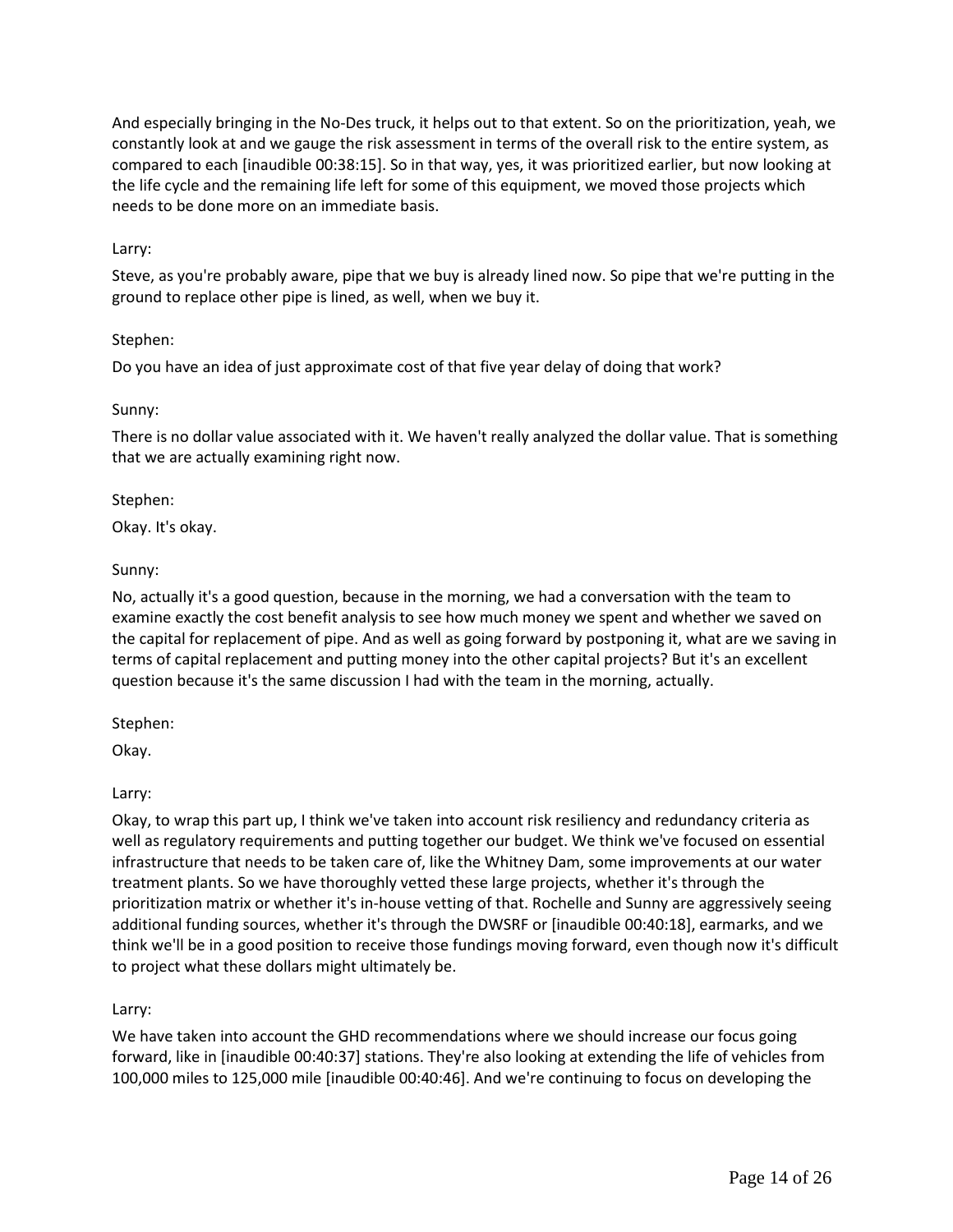And especially bringing in the No-Des truck, it helps out to that extent. So on the prioritization, yeah, we constantly look at and we gauge the risk assessment in terms of the overall risk to the entire system, as compared to each [inaudible 00:38:15]. So in that way, yes, it was prioritized earlier, but now looking at the life cycle and the remaining life left for some of this equipment, we moved those projects which needs to be done more on an immediate basis.

Larry:

Steve, as you're probably aware, pipe that we buy is already lined now. So pipe that we're putting in the ground to replace other pipe is lined, as well, when we buy it.

Stephen:

Do you have an idea of just approximate cost of that five year delay of doing that work?

Sunny:

There is no dollar value associated with it. We haven't really analyzed the dollar value. That is something that we are actually examining right now.

Stephen:

Okay. It's okay.

Sunny:

No, actually it's a good question, because in the morning, we had a conversation with the team to examine exactly the cost benefit analysis to see how much money we spent and whether we saved on the capital for replacement of pipe. And as well as going forward by postponing it, what are we saving in terms of capital replacement and putting money into the other capital projects? But it's an excellent question because it's the same discussion I had with the team in the morning, actually.

Stephen:

Okay.

Larry:

Okay, to wrap this part up, I think we've taken into account risk resiliency and redundancy criteria as well as regulatory requirements and putting together our budget. We think we've focused on essential infrastructure that needs to be taken care of, like the Whitney Dam, some improvements at our water treatment plants. So we have thoroughly vetted these large projects, whether it's through the prioritization matrix or whether it's in-house vetting of that. Rochelle and Sunny are aggressively seeing additional funding sources, whether it's through the DWSRF or [inaudible 00:40:18], earmarks, and we think we'll be in a good position to receive those fundings moving forward, even though now it's difficult to project what these dollars might ultimately be.

Larry:

We have taken into account the GHD recommendations where we should increase our focus going forward, like in [inaudible 00:40:37] stations. They're also looking at extending the life of vehicles from 100,000 miles to 125,000 mile [inaudible 00:40:46]. And we're continuing to focus on developing the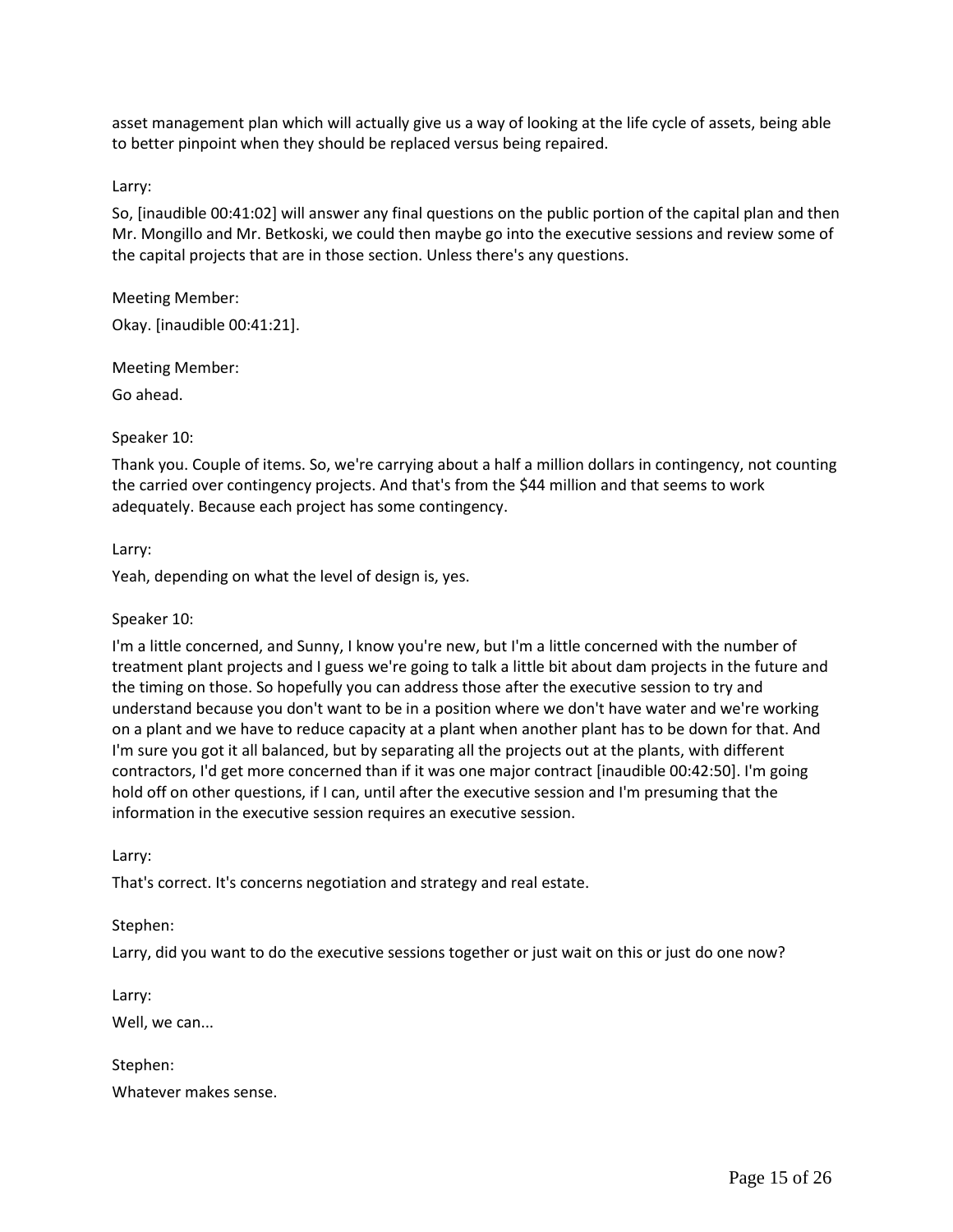asset management plan which will actually give us a way of looking at the life cycle of assets, being able to better pinpoint when they should be replaced versus being repaired.

Larry:

So, [inaudible 00:41:02] will answer any final questions on the public portion of the capital plan and then Mr. Mongillo and Mr. Betkoski, we could then maybe go into the executive sessions and review some of the capital projects that are in those section. Unless there's any questions.

Meeting Member:

Okay. [inaudible 00:41:21].

Meeting Member:

Go ahead.

Speaker 10:

Thank you. Couple of items. So, we're carrying about a half a million dollars in contingency, not counting the carried over contingency projects. And that's from the $44 million and that seems to work adequately. Because each project has some contingency.

Larry:

Yeah, depending on what the level of design is, yes.

Speaker 10:

I'm a little concerned, and Sunny, I know you're new, but I'm a little concerned with the number of treatment plant projects and I guess we're going to talk a little bit about dam projects in the future and the timing on those. So hopefully you can address those after the executive session to try and understand because you don't want to be in a position where we don't have water and we're working on a plant and we have to reduce capacity at a plant when another plant has to be down for that. And I'm sure you got it all balanced, but by separating all the projects out at the plants, with different contractors, I'd get more concerned than if it was one major contract [inaudible 00:42:50]. I'm going hold off on other questions, if I can, until after the executive session and I'm presuming that the information in the executive session requires an executive session.

Larry:

That's correct. It's concerns negotiation and strategy and real estate.

Stephen:

Larry, did you want to do the executive sessions together or just wait on this or just do one now?

Larry:

Well, we can...

Stephen:

Whatever makes sense.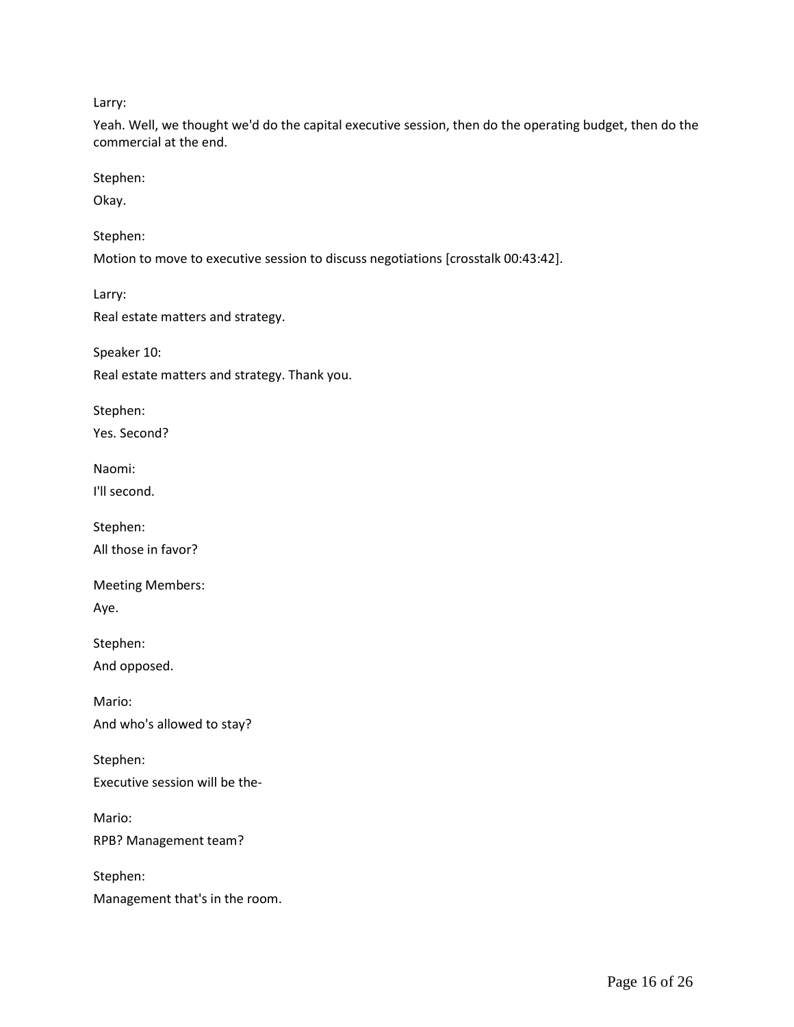Larry:

Yeah. Well, we thought we'd do the capital executive session, then do the operating budget, then do the commercial at the end.

Stephen:

Okay.

Stephen:

Motion to move to executive session to discuss negotiations [crosstalk 00:43:42].

Larry:

Real estate matters and strategy.

Speaker 10:

Real estate matters and strategy. Thank you.

Stephen:

Yes. Second?

Naomi:

I'll second.

Stephen:

All those in favor?

Meeting Members:

Aye.

Stephen:

And opposed.

Mario:

And who's allowed to stay?

Stephen:

Executive session will be the-

Mario:

RPB? Management team?

Stephen:

Management that's in the room.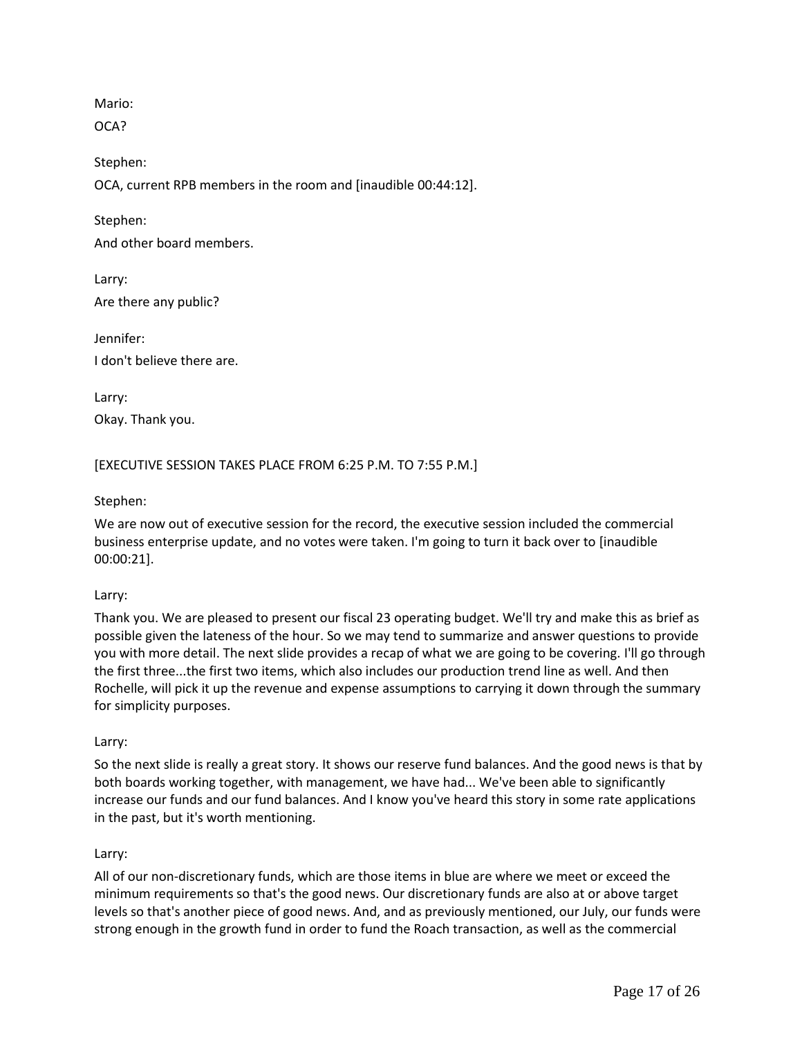Mario:

OCA?

Stephen:

OCA, current RPB members in the room and [inaudible 00:44:12].

Stephen:

And other board members.

Larry:

Are there any public?

Jennifer:

I don't believe there are.

Larry:

Okay. Thank you.

[EXECUTIVE SESSION TAKES PLACE FROM 6:25 P.M. TO 7:55 P.M.]

Stephen:

We are now out of executive session for the record, the executive session included the commercial business enterprise update, and no votes were taken. I'm going to turn it back over to [inaudible 00:00:21].

Larry:

Thank you. We are pleased to present our fiscal 23 operating budget. We'll try and make this as brief as possible given the lateness of the hour. So we may tend to summarize and answer questions to provide you with more detail. The next slide provides a recap of what we are going to be covering. I'll go through the first three...the first two items, which also includes our production trend line as well. And then Rochelle, will pick it up the revenue and expense assumptions to carrying it down through the summary for simplicity purposes.

Larry:

So the next slide is really a great story. It shows our reserve fund balances. And the good news is that by both boards working together, with management, we have had... We've been able to significantly increase our funds and our fund balances. And I know you've heard this story in some rate applications in the past, but it's worth mentioning.

Larry:

All of our non-discretionary funds, which are those items in blue are where we meet or exceed the minimum requirements so that's the good news. Our discretionary funds are also at or above target levels so that's another piece of good news. And, and as previously mentioned, our July, our funds were strong enough in the growth fund in order to fund the Roach transaction, as well as the commercial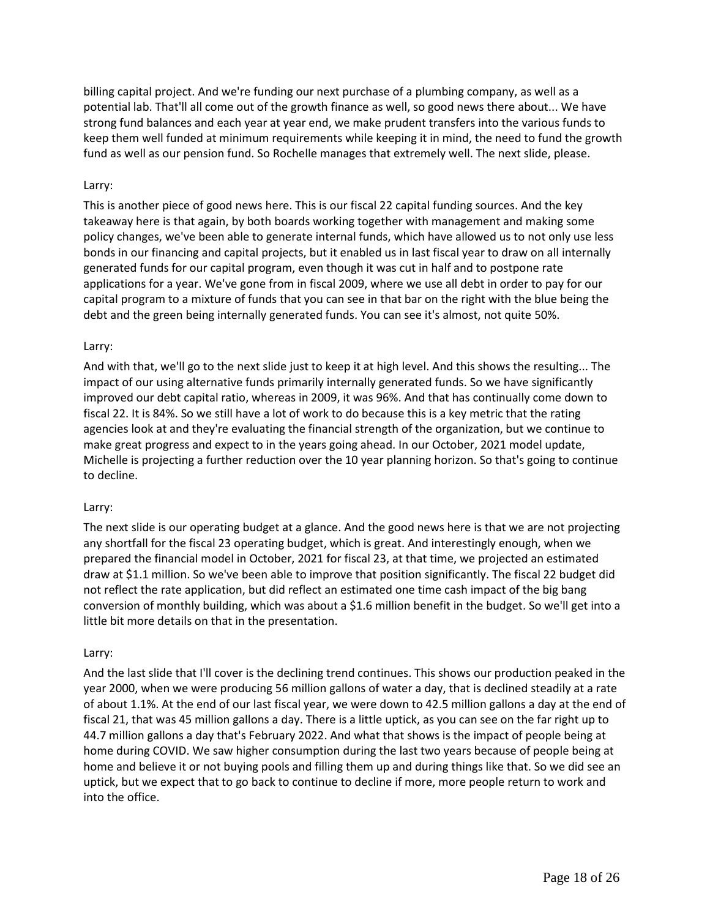billing capital project. And we're funding our next purchase of a plumbing company, as well as a potential lab. That'll all come out of the growth finance as well, so good news there about... We have strong fund balances and each year at year end, we make prudent transfers into the various funds to keep them well funded at minimum requirements while keeping it in mind, the need to fund the growth fund as well as our pension fund. So Rochelle manages that extremely well. The next slide, please.

Larry:

This is another piece of good news here. This is our fiscal 22 capital funding sources. And the key takeaway here is that again, by both boards working together with management and making some policy changes, we've been able to generate internal funds, which have allowed us to not only use less bonds in our financing and capital projects, but it enabled us in last fiscal year to draw on all internally generated funds for our capital program, even though it was cut in half and to postpone rate applications for a year. We've gone from in fiscal 2009, where we use all debt in order to pay for our capital program to a mixture of funds that you can see in that bar on the right with the blue being the debt and the green being internally generated funds. You can see it's almost, not quite 50%.

Larry:

And with that, we'll go to the next slide just to keep it at high level. And this shows the resulting... The impact of our using alternative funds primarily internally generated funds. So we have significantly improved our debt capital ratio, whereas in 2009, it was 96%. And that has continually come down to fiscal 22. It is 84%. So we still have a lot of work to do because this is a key metric that the rating agencies look at and they're evaluating the financial strength of the organization, but we continue to make great progress and expect to in the years going ahead. In our October, 2021 model update, Michelle is projecting a further reduction over the 10 year planning horizon. So that's going to continue to decline.

Larry:

The next slide is our operating budget at a glance. And the good news here is that we are not projecting any shortfall for the fiscal 23 operating budget, which is great. And interestingly enough, when we prepared the financial model in October, 2021 for fiscal 23, at that time, we projected an estimated draw at $1.1 million. So we've been able to improve that position significantly. The fiscal 22 budget did not reflect the rate application, but did reflect an estimated one time cash impact of the big bang conversion of monthly building, which was about a $1.6 million benefit in the budget. So we'll get into a little bit more details on that in the presentation.

Larry:

And the last slide that I'll cover is the declining trend continues. This shows our production peaked in the year 2000, when we were producing 56 million gallons of water a day, that is declined steadily at a rate of about 1.1%. At the end of our last fiscal year, we were down to 42.5 million gallons a day at the end of fiscal 21, that was 45 million gallons a day. There is a little uptick, as you can see on the far right up to 44.7 million gallons a day that's February 2022. And what that shows is the impact of people being at home during COVID. We saw higher consumption during the last two years because of people being at home and believe it or not buying pools and filling them up and during things like that. So we did see an uptick, but we expect that to go back to continue to decline if more, more people return to work and into the office.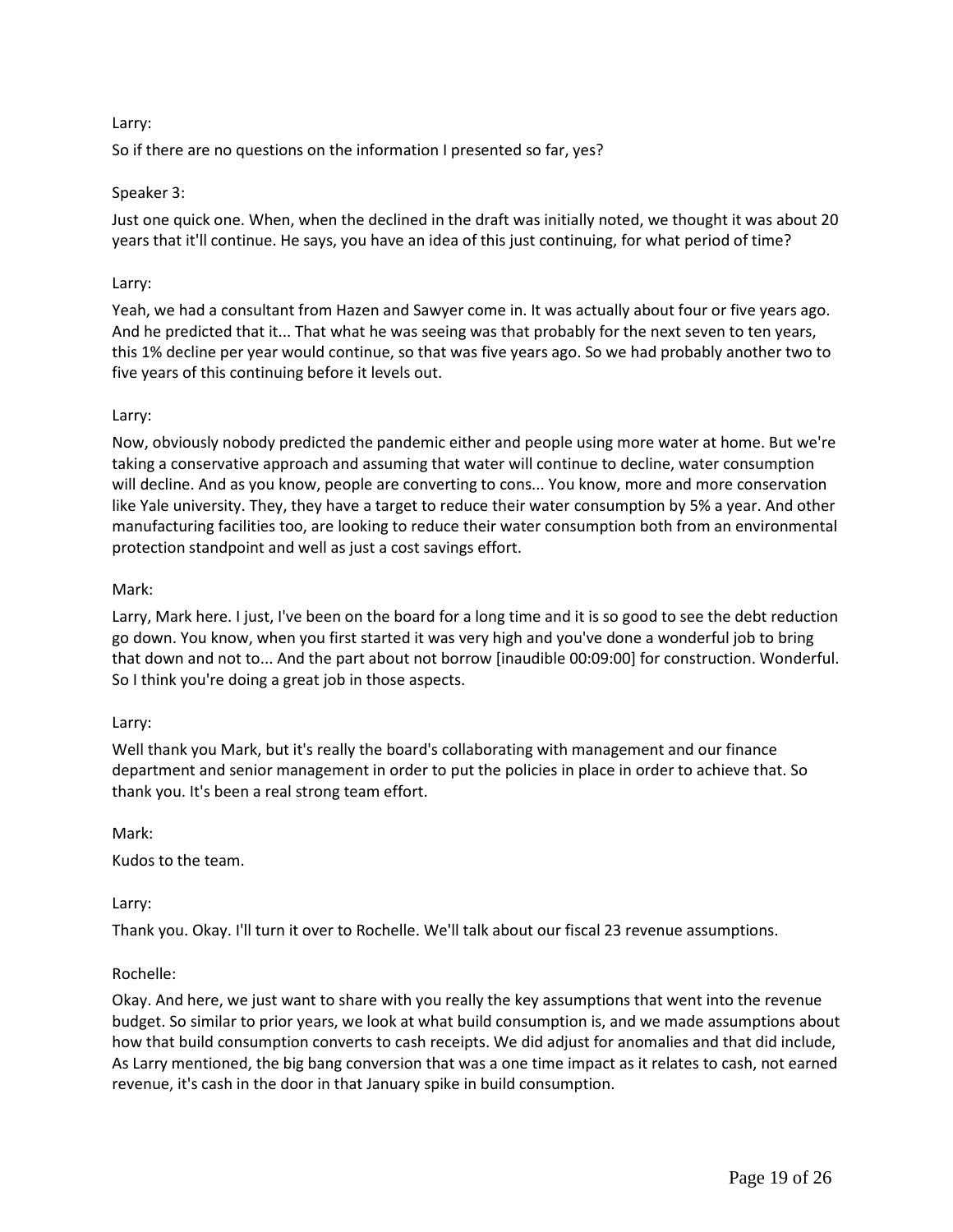Larry:

So if there are no questions on the information I presented so far, yes?

Speaker 3:

Just one quick one. When, when the declined in the draft was initially noted, we thought it was about 20 years that it'll continue. He says, you have an idea of this just continuing, for what period of time?

Larry:

Yeah, we had a consultant from Hazen and Sawyer come in. It was actually about four or five years ago. And he predicted that it... That what he was seeing was that probably for the next seven to ten years, this 1% decline per year would continue, so that was five years ago. So we had probably another two to five years of this continuing before it levels out.

Larry:

Now, obviously nobody predicted the pandemic either and people using more water at home. But we're taking a conservative approach and assuming that water will continue to decline, water consumption will decline. And as you know, people are converting to cons... You know, more and more conservation like Yale university. They, they have a target to reduce their water consumption by 5% a year. And other manufacturing facilities too, are looking to reduce their water consumption both from an environmental protection standpoint and well as just a cost savings effort.

Mark:

Larry, Mark here. I just, I've been on the board for a long time and it is so good to see the debt reduction go down. You know, when you first started it was very high and you've done a wonderful job to bring that down and not to... And the part about not borrow [inaudible 00:09:00] for construction. Wonderful. So I think you're doing a great job in those aspects.

Larry:

Well thank you Mark, but it's really the board's collaborating with management and our finance department and senior management in order to put the policies in place in order to achieve that. So thank you. It's been a real strong team effort.

Mark:

Kudos to the team.

Larry:

Thank you. Okay. I'll turn it over to Rochelle. We'll talk about our fiscal 23 revenue assumptions.

Rochelle:

Okay. And here, we just want to share with you really the key assumptions that went into the revenue budget. So similar to prior years, we look at what build consumption is, and we made assumptions about how that build consumption converts to cash receipts. We did adjust for anomalies and that did include, As Larry mentioned, the big bang conversion that was a one time impact as it relates to cash, not earned revenue, it's cash in the door in that January spike in build consumption.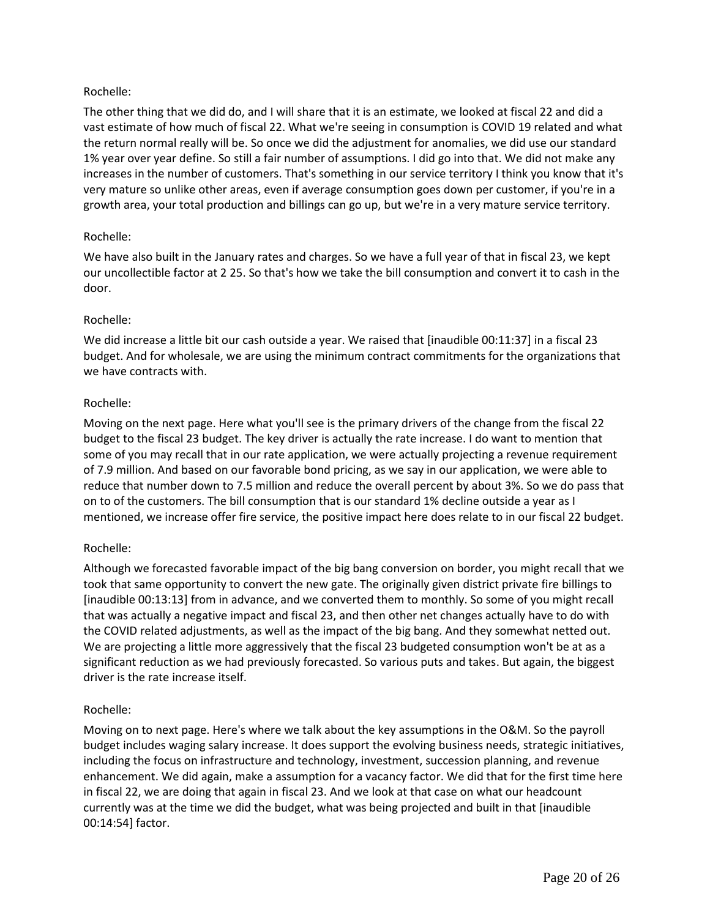Rochelle:

The other thing that we did do, and I will share that it is an estimate, we looked at fiscal 22 and did a vast estimate of how much of fiscal 22. What we're seeing in consumption is COVID 19 related and what the return normal really will be. So once we did the adjustment for anomalies, we did use our standard 1% year over year define. So still a fair number of assumptions. I did go into that. We did not make any increases in the number of customers. That's something in our service territory I think you know that it's very mature so unlike other areas, even if average consumption goes down per customer, if you're in a growth area, your total production and billings can go up, but we're in a very mature service territory.

Rochelle:

We have also built in the January rates and charges. So we have a full year of that in fiscal 23, we kept our uncollectible factor at 2 25. So that's how we take the bill consumption and convert it to cash in the door.

Rochelle:

We did increase a little bit our cash outside a year. We raised that [inaudible 00:11:37] in a fiscal 23 budget. And for wholesale, we are using the minimum contract commitments for the organizations that we have contracts with.

Rochelle:

Moving on the next page. Here what you'll see is the primary drivers of the change from the fiscal 22 budget to the fiscal 23 budget. The key driver is actually the rate increase. I do want to mention that some of you may recall that in our rate application, we were actually projecting a revenue requirement of 7.9 million. And based on our favorable bond pricing, as we say in our application, we were able to reduce that number down to 7.5 million and reduce the overall percent by about 3%. So we do pass that on to of the customers. The bill consumption that is our standard 1% decline outside a year as I mentioned, we increase offer fire service, the positive impact here does relate to in our fiscal 22 budget.

Rochelle:

Although we forecasted favorable impact of the big bang conversion on border, you might recall that we took that same opportunity to convert the new gate. The originally given district private fire billings to [inaudible 00:13:13] from in advance, and we converted them to monthly. So some of you might recall that was actually a negative impact and fiscal 23, and then other net changes actually have to do with the COVID related adjustments, as well as the impact of the big bang. And they somewhat netted out. We are projecting a little more aggressively that the fiscal 23 budgeted consumption won't be at as a significant reduction as we had previously forecasted. So various puts and takes. But again, the biggest driver is the rate increase itself.

Rochelle:

Moving on to next page. Here's where we talk about the key assumptions in the O&M. So the payroll budget includes waging salary increase. It does support the evolving business needs, strategic initiatives, including the focus on infrastructure and technology, investment, succession planning, and revenue enhancement. We did again, make a assumption for a vacancy factor. We did that for the first time here in fiscal 22, we are doing that again in fiscal 23. And we look at that case on what our headcount currently was at the time we did the budget, what was being projected and built in that [inaudible 00:14:54] factor.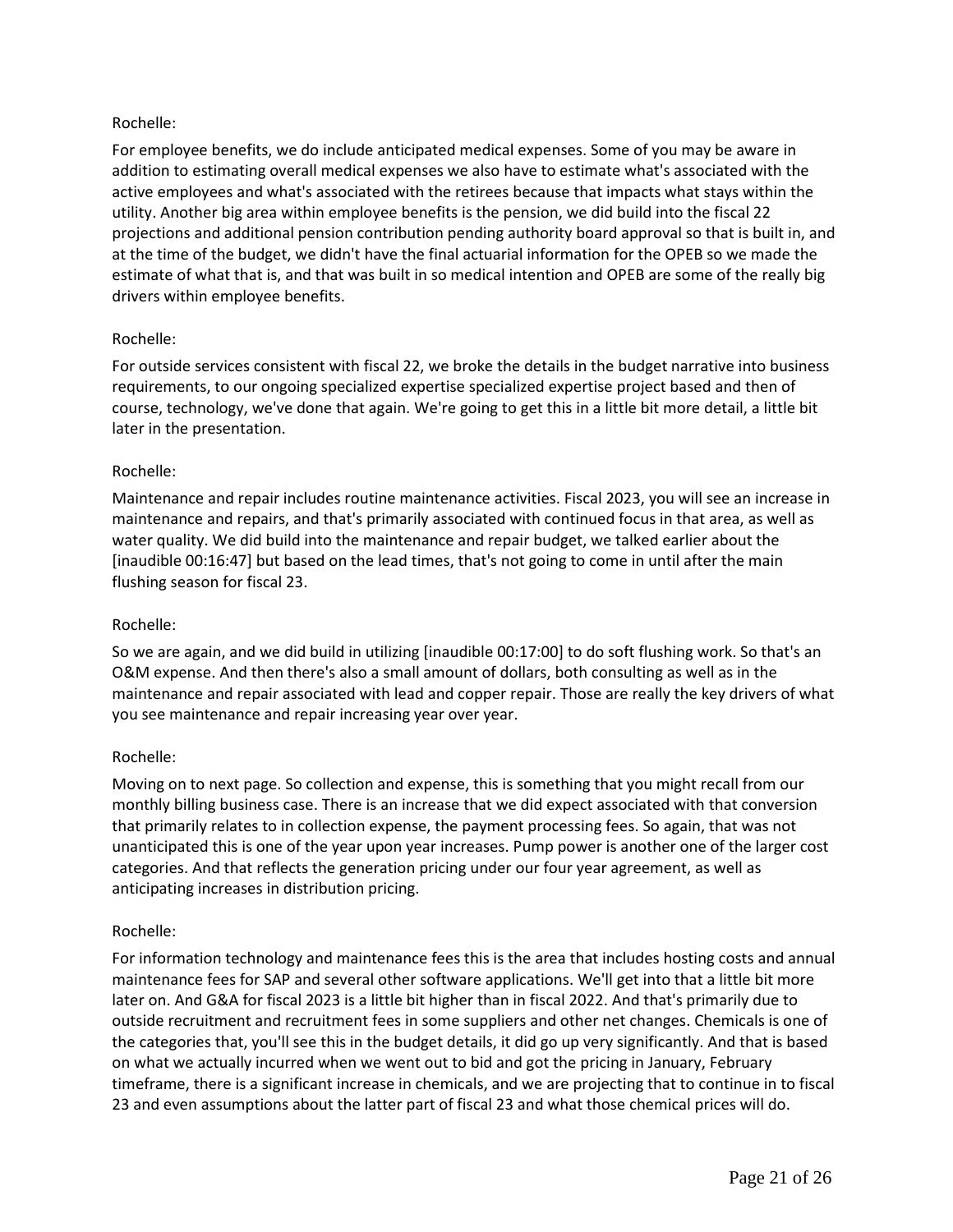Rochelle:

For employee benefits, we do include anticipated medical expenses. Some of you may be aware in addition to estimating overall medical expenses we also have to estimate what's associated with the active employees and what's associated with the retirees because that impacts what stays within the utility. Another big area within employee benefits is the pension, we did build into the fiscal 22 projections and additional pension contribution pending authority board approval so that is built in, and at the time of the budget, we didn't have the final actuarial information for the OPEB so we made the estimate of what that is, and that was built in so medical intention and OPEB are some of the really big drivers within employee benefits.

Rochelle:

For outside services consistent with fiscal 22, we broke the details in the budget narrative into business requirements, to our ongoing specialized expertise specialized expertise project based and then of course, technology, we've done that again. We're going to get this in a little bit more detail, a little bit later in the presentation.

Rochelle:

Maintenance and repair includes routine maintenance activities. Fiscal 2023, you will see an increase in maintenance and repairs, and that's primarily associated with continued focus in that area, as well as water quality. We did build into the maintenance and repair budget, we talked earlier about the [inaudible 00:16:47] but based on the lead times, that's not going to come in until after the main flushing season for fiscal 23.

Rochelle:

So we are again, and we did build in utilizing [inaudible 00:17:00] to do soft flushing work. So that's an O&M expense. And then there's also a small amount of dollars, both consulting as well as in the maintenance and repair associated with lead and copper repair. Those are really the key drivers of what you see maintenance and repair increasing year over year.

Rochelle:

Moving on to next page. So collection and expense, this is something that you might recall from our monthly billing business case. There is an increase that we did expect associated with that conversion that primarily relates to in collection expense, the payment processing fees. So again, that was not unanticipated this is one of the year upon year increases. Pump power is another one of the larger cost categories. And that reflects the generation pricing under our four year agreement, as well as anticipating increases in distribution pricing.

Rochelle:

For information technology and maintenance fees this is the area that includes hosting costs and annual maintenance fees for SAP and several other software applications. We'll get into that a little bit more later on. And G&A for fiscal 2023 is a little bit higher than in fiscal 2022. And that's primarily due to outside recruitment and recruitment fees in some suppliers and other net changes. Chemicals is one of the categories that, you'll see this in the budget details, it did go up very significantly. And that is based on what we actually incurred when we went out to bid and got the pricing in January, February timeframe, there is a significant increase in chemicals, and we are projecting that to continue in to fiscal 23 and even assumptions about the latter part of fiscal 23 and what those chemical prices will do.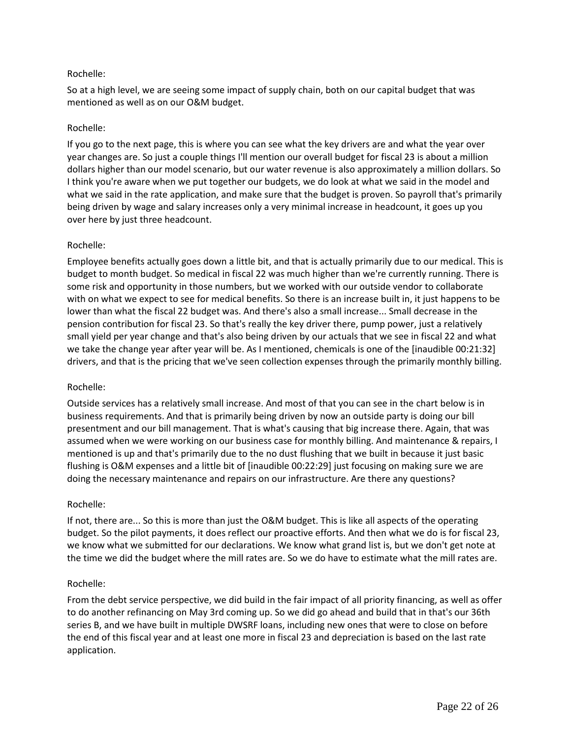Rochelle:

So at a high level, we are seeing some impact of supply chain, both on our capital budget that was mentioned as well as on our O&M budget.

Rochelle:

If you go to the next page, this is where you can see what the key drivers are and what the year over year changes are. So just a couple things I'll mention our overall budget for fiscal 23 is about a million dollars higher than our model scenario, but our water revenue is also approximately a million dollars. So I think you're aware when we put together our budgets, we do look at what we said in the model and what we said in the rate application, and make sure that the budget is proven. So payroll that's primarily being driven by wage and salary increases only a very minimal increase in headcount, it goes up you over here by just three headcount.

Rochelle:

Employee benefits actually goes down a little bit, and that is actually primarily due to our medical. This is budget to month budget. So medical in fiscal 22 was much higher than we're currently running. There is some risk and opportunity in those numbers, but we worked with our outside vendor to collaborate with on what we expect to see for medical benefits. So there is an increase built in, it just happens to be lower than what the fiscal 22 budget was. And there's also a small increase... Small decrease in the pension contribution for fiscal 23. So that's really the key driver there, pump power, just a relatively small yield per year change and that's also being driven by our actuals that we see in fiscal 22 and what we take the change year after year will be. As I mentioned, chemicals is one of the [inaudible 00:21:32] drivers, and that is the pricing that we've seen collection expenses through the primarily monthly billing.

Rochelle:

Outside services has a relatively small increase. And most of that you can see in the chart below is in business requirements. And that is primarily being driven by now an outside party is doing our bill presentment and our bill management. That is what's causing that big increase there. Again, that was assumed when we were working on our business case for monthly billing. And maintenance & repairs, I mentioned is up and that's primarily due to the no dust flushing that we built in because it just basic flushing is O&M expenses and a little bit of [inaudible 00:22:29] just focusing on making sure we are doing the necessary maintenance and repairs on our infrastructure. Are there any questions?

Rochelle:

If not, there are... So this is more than just the O&M budget. This is like all aspects of the operating budget. So the pilot payments, it does reflect our proactive efforts. And then what we do is for fiscal 23, we know what we submitted for our declarations. We know what grand list is, but we don't get note at the time we did the budget where the mill rates are. So we do have to estimate what the mill rates are.

Rochelle:

From the debt service perspective, we did build in the fair impact of all priority financing, as well as offer to do another refinancing on May 3rd coming up. So we did go ahead and build that in that's our 36th series B, and we have built in multiple DWSRF loans, including new ones that were to close on before the end of this fiscal year and at least one more in fiscal 23 and depreciation is based on the last rate application.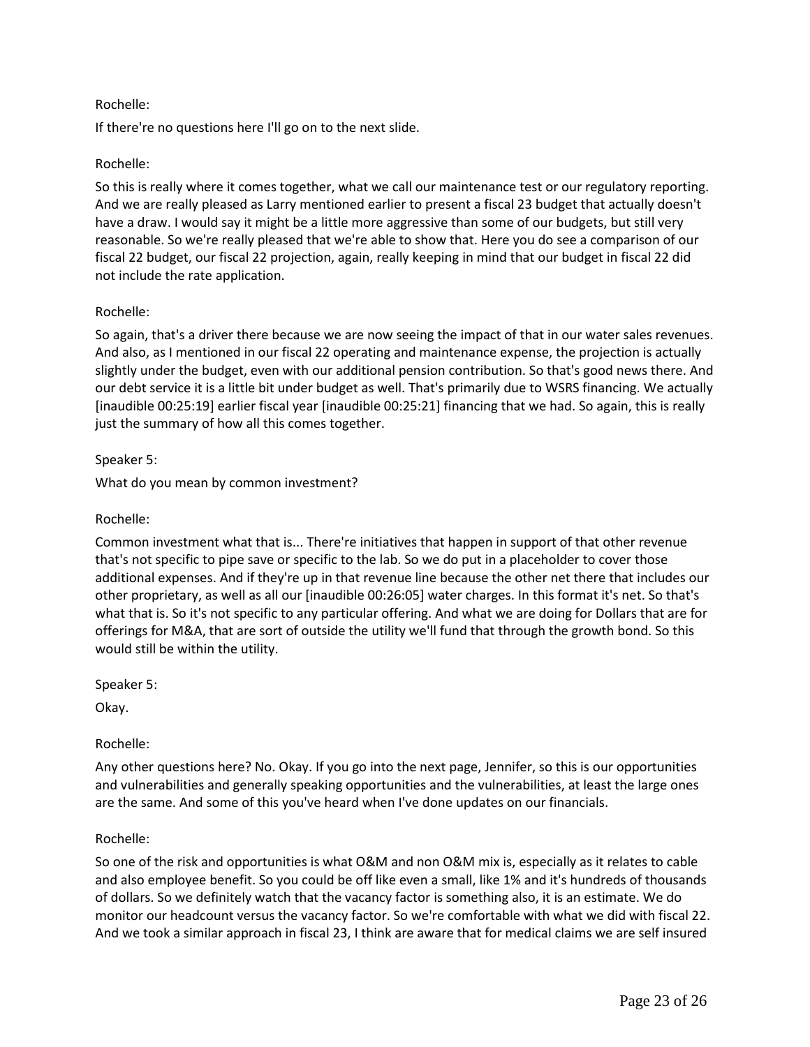Rochelle:

If there're no questions here I'll go on to the next slide.

Rochelle:

So this is really where it comes together, what we call our maintenance test or our regulatory reporting. And we are really pleased as Larry mentioned earlier to present a fiscal 23 budget that actually doesn't have a draw. I would say it might be a little more aggressive than some of our budgets, but still very reasonable. So we're really pleased that we're able to show that. Here you do see a comparison of our fiscal 22 budget, our fiscal 22 projection, again, really keeping in mind that our budget in fiscal 22 did not include the rate application.

Rochelle:

So again, that's a driver there because we are now seeing the impact of that in our water sales revenues. And also, as I mentioned in our fiscal 22 operating and maintenance expense, the projection is actually slightly under the budget, even with our additional pension contribution. So that's good news there. And our debt service it is a little bit under budget as well. That's primarily due to WSRS financing. We actually [inaudible 00:25:19] earlier fiscal year [inaudible 00:25:21] financing that we had. So again, this is really just the summary of how all this comes together.

Speaker 5:

What do you mean by common investment?

Rochelle:

Common investment what that is... There're initiatives that happen in support of that other revenue that's not specific to pipe save or specific to the lab. So we do put in a placeholder to cover those additional expenses. And if they're up in that revenue line because the other net there that includes our other proprietary, as well as all our [inaudible 00:26:05] water charges. In this format it's net. So that's what that is. So it's not specific to any particular offering. And what we are doing for Dollars that are for offerings for M&A, that are sort of outside the utility we'll fund that through the growth bond. So this would still be within the utility.

Speaker 5:

Okay.

Rochelle:

Any other questions here? No. Okay. If you go into the next page, Jennifer, so this is our opportunities and vulnerabilities and generally speaking opportunities and the vulnerabilities, at least the large ones are the same. And some of this you've heard when I've done updates on our financials.

Rochelle:

So one of the risk and opportunities is what O&M and non O&M mix is, especially as it relates to cable and also employee benefit. So you could be off like even a small, like 1% and it's hundreds of thousands of dollars. So we definitely watch that the vacancy factor is something also, it is an estimate. We do monitor our headcount versus the vacancy factor. So we're comfortable with what we did with fiscal 22. And we took a similar approach in fiscal 23, I think are aware that for medical claims we are self insured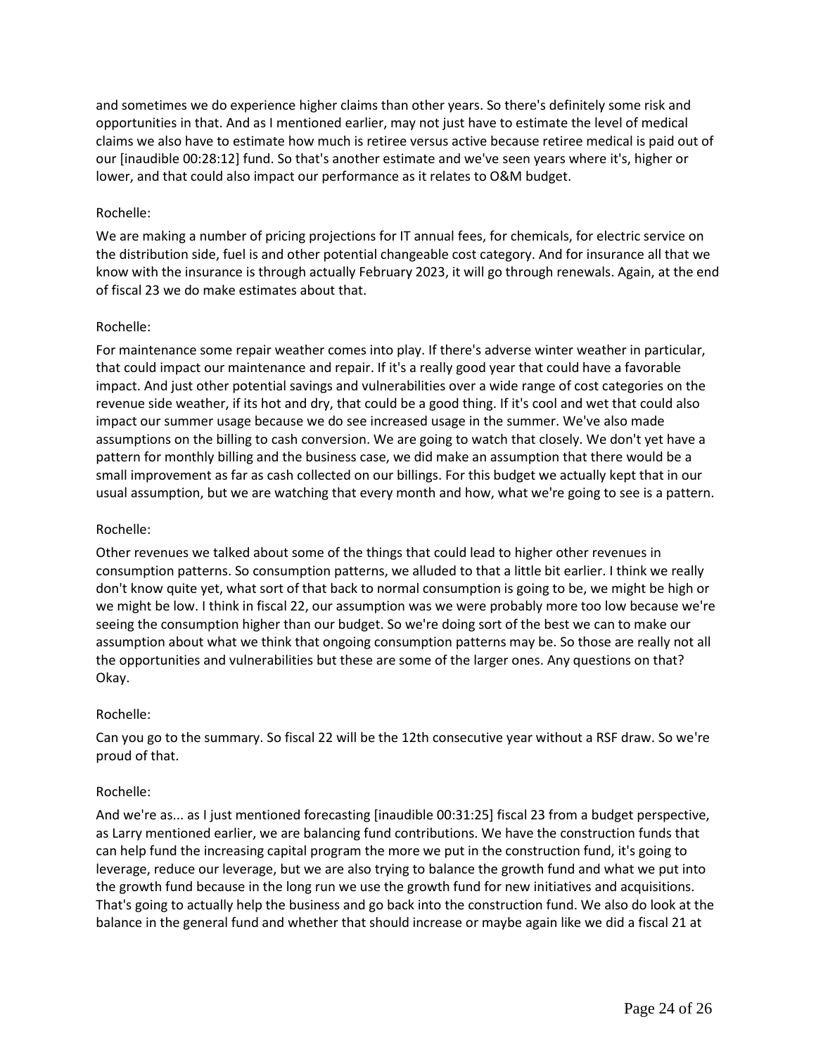and sometimes we do experience higher claims than other years. So there's definitely some risk and opportunities in that. And as I mentioned earlier, may not just have to estimate the level of medical claims we also have to estimate how much is retiree versus active because retiree medical is paid out of our [inaudible 00:28:12] fund. So that's another estimate and we've seen years where it's, higher or lower, and that could also impact our performance as it relates to O&M budget.

Rochelle:

We are making a number of pricing projections for IT annual fees, for chemicals, for electric service on the distribution side, fuel is and other potential changeable cost category. And for insurance all that we know with the insurance is through actually February 2023, it will go through renewals. Again, at the end of fiscal 23 we do make estimates about that.

Rochelle:

For maintenance some repair weather comes into play. If there's adverse winter weather in particular, that could impact our maintenance and repair. If it's a really good year that could have a favorable impact. And just other potential savings and vulnerabilities over a wide range of cost categories on the revenue side weather, if its hot and dry, that could be a good thing. If it's cool and wet that could also impact our summer usage because we do see increased usage in the summer. We've also made assumptions on the billing to cash conversion. We are going to watch that closely. We don't yet have a pattern for monthly billing and the business case, we did make an assumption that there would be a small improvement as far as cash collected on our billings. For this budget we actually kept that in our usual assumption, but we are watching that every month and how, what we're going to see is a pattern.

Rochelle:

Other revenues we talked about some of the things that could lead to higher other revenues in consumption patterns. So consumption patterns, we alluded to that a little bit earlier. I think we really don't know quite yet, what sort of that back to normal consumption is going to be, we might be high or we might be low. I think in fiscal 22, our assumption was we were probably more too low because we're seeing the consumption higher than our budget. So we're doing sort of the best we can to make our assumption about what we think that ongoing consumption patterns may be. So those are really not all the opportunities and vulnerabilities but these are some of the larger ones. Any questions on that? Okay.

Rochelle:

Can you go to the summary. So fiscal 22 will be the 12th consecutive year without a RSF draw. So we're proud of that.

Rochelle:

And we're as... as I just mentioned forecasting [inaudible 00:31:25] fiscal 23 from a budget perspective, as Larry mentioned earlier, we are balancing fund contributions. We have the construction funds that can help fund the increasing capital program the more we put in the construction fund, it's going to leverage, reduce our leverage, but we are also trying to balance the growth fund and what we put into the growth fund because in the long run we use the growth fund for new initiatives and acquisitions. That's going to actually help the business and go back into the construction fund. We also do look at the balance in the general fund and whether that should increase or maybe again like we did a fiscal 21 at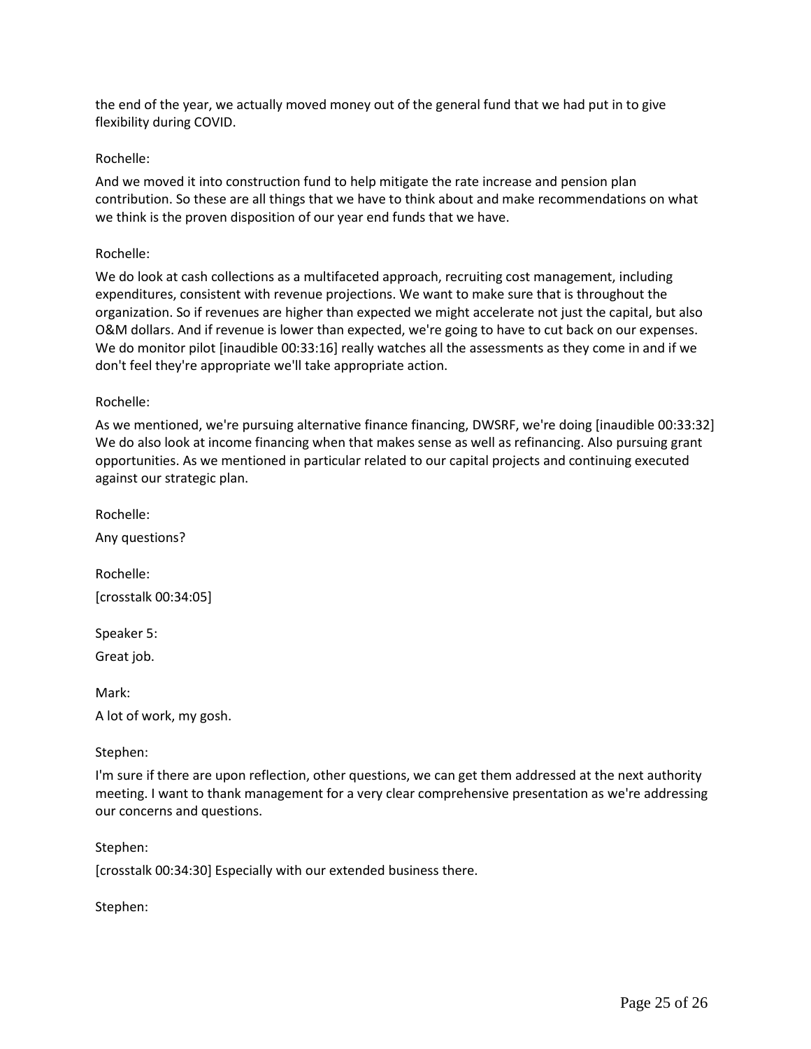the end of the year, we actually moved money out of the general fund that we had put in to give flexibility during COVID.

Rochelle:

And we moved it into construction fund to help mitigate the rate increase and pension plan contribution. So these are all things that we have to think about and make recommendations on what we think is the proven disposition of our year end funds that we have.

Rochelle:

We do look at cash collections as a multifaceted approach, recruiting cost management, including expenditures, consistent with revenue projections. We want to make sure that is throughout the organization. So if revenues are higher than expected we might accelerate not just the capital, but also O&M dollars. And if revenue is lower than expected, we're going to have to cut back on our expenses. We do monitor pilot [inaudible 00:33:16] really watches all the assessments as they come in and if we don't feel they're appropriate we'll take appropriate action.

Rochelle:

As we mentioned, we're pursuing alternative finance financing, DWSRF, we're doing [inaudible 00:33:32] We do also look at income financing when that makes sense as well as refinancing. Also pursuing grant opportunities. As we mentioned in particular related to our capital projects and continuing executed against our strategic plan.

Rochelle:

Any questions?

Rochelle:

[crosstalk 00:34:05]

Speaker 5:

Great job.

Mark:

A lot of work, my gosh.

Stephen:

I'm sure if there are upon reflection, other questions, we can get them addressed at the next authority meeting. I want to thank management for a very clear comprehensive presentation as we're addressing our concerns and questions.

Stephen:

[crosstalk 00:34:30] Especially with our extended business there.

Stephen: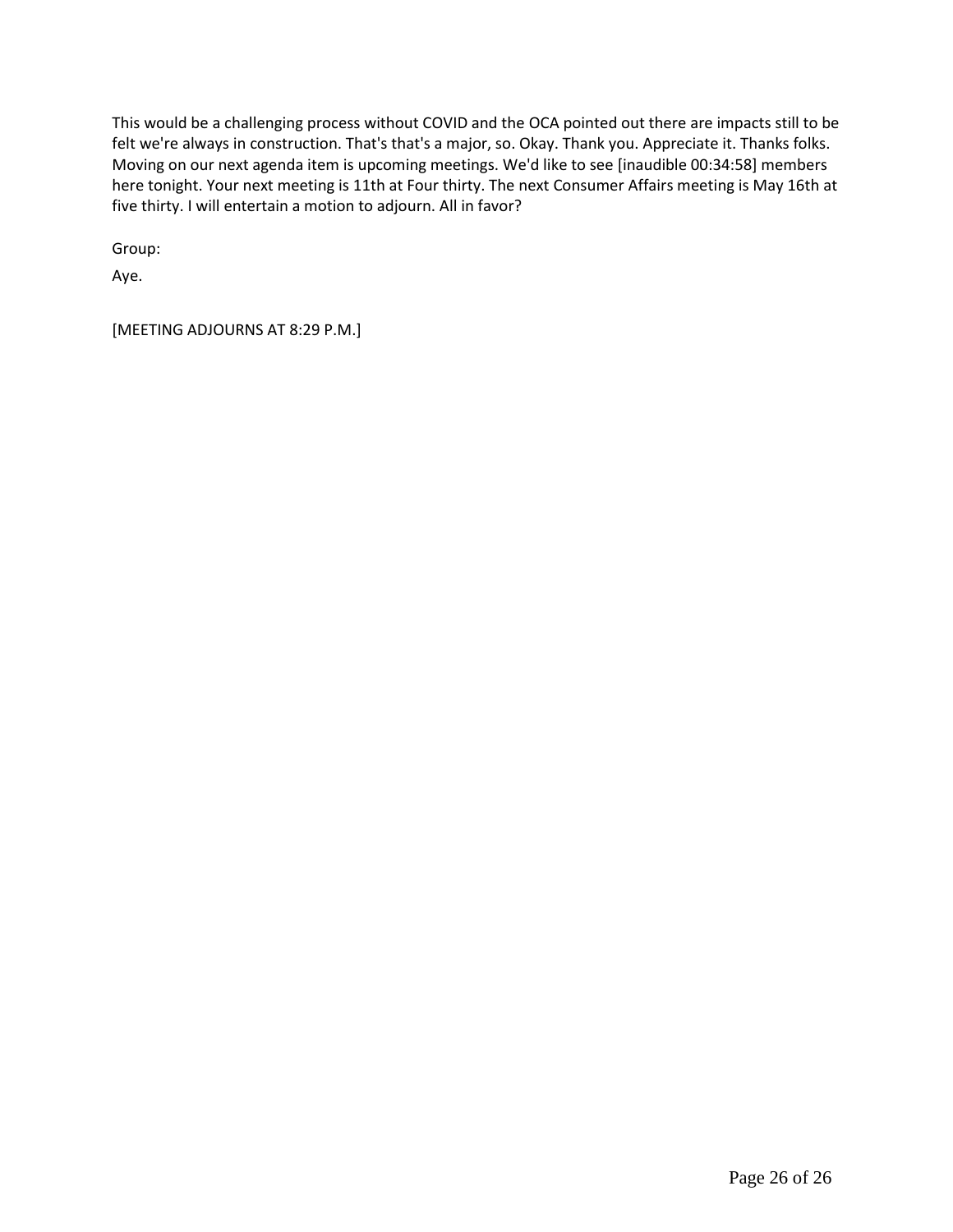This would be a challenging process without COVID and the OCA pointed out there are impacts still to be felt we're always in construction. That's that's a major, so. Okay. Thank you. Appreciate it. Thanks folks. Moving on our next agenda item is upcoming meetings. We'd like to see [inaudible 00:34:58] members here tonight. Your next meeting is 11th at Four thirty. The next Consumer Affairs meeting is May 16th at five thirty. I will entertain a motion to adjourn. All in favor?

Group:

Aye.

[MEETING ADJOURNS AT 8:29 P.M.]